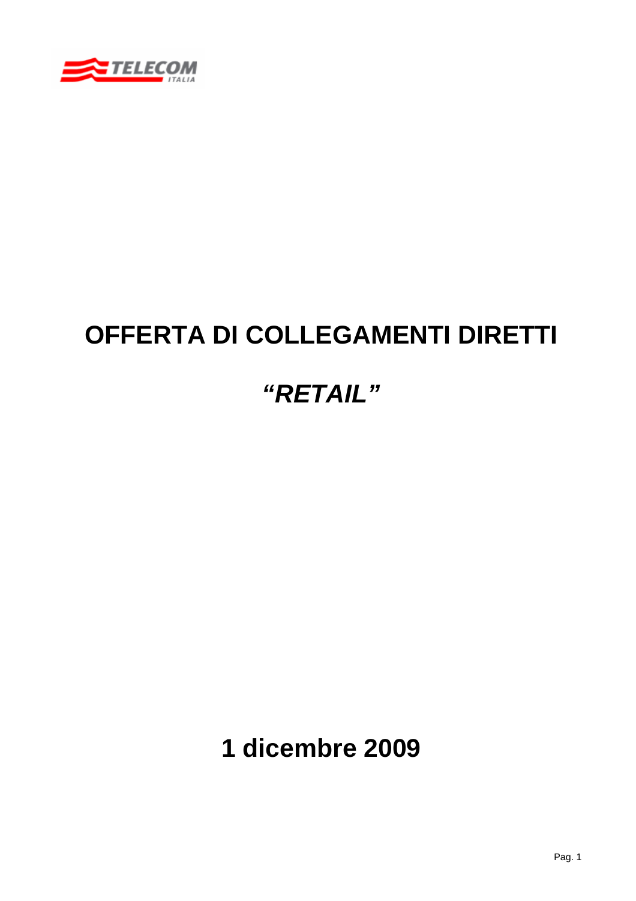TELECOM ITALIA

# OFFERTA DI COLLEGAMENTI DIRETTI

# *"RETAIL"*

**1 dicembre 2009**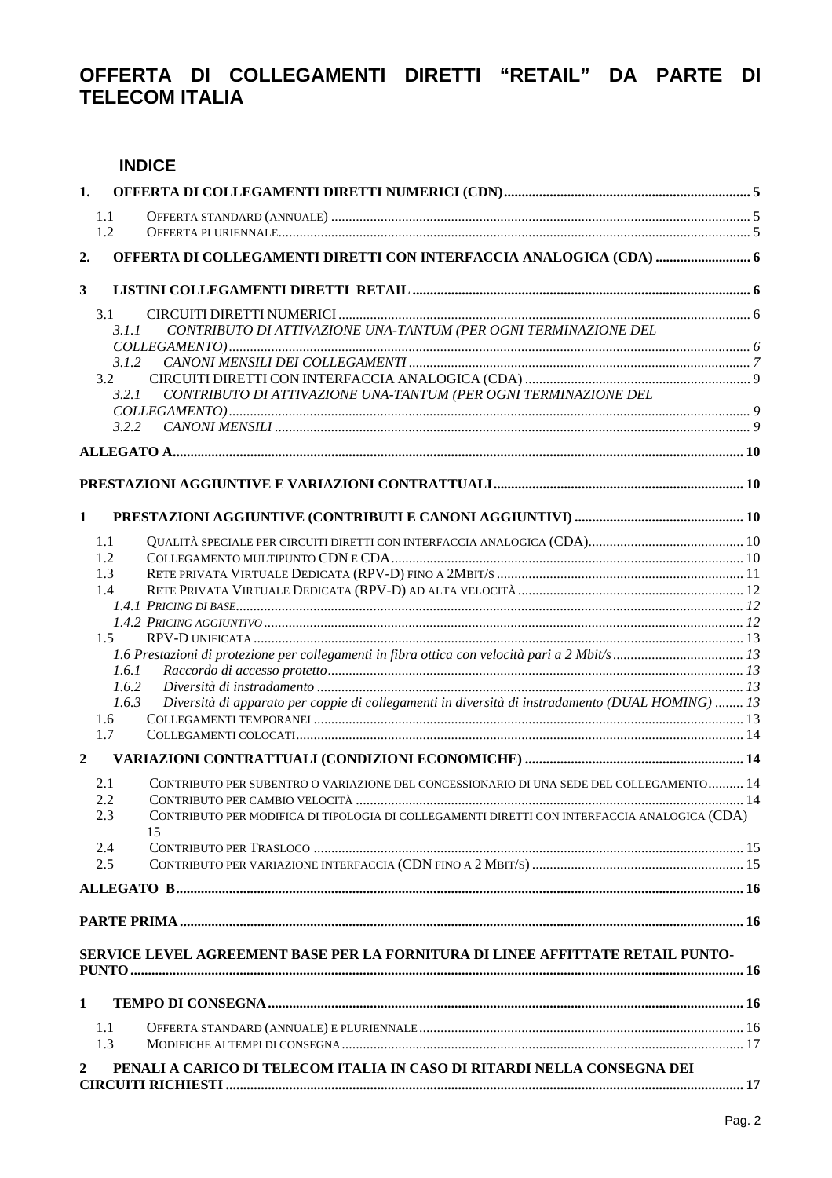# OFFERTA DI COLLEGAMENTI DIRETTI "RETAIL" DA PARTE DI TELECOM ITALIA

## INDICE

**1. OFFERTA DI COLLEGAMENTI DIRETTI NUMERICI (CDN)** ..... 5

- 1.1 OFFERTA STANDARD (ANNUALE) ..... 5
- 1.2 OFFERTA PLURIENNALE ..... 5

**2. OFFERTA DI COLLEGAMENTI DIRETTI CON INTERFACCIA ANALOGICA (CDA)** ..... 6

**3 LISTINI COLLEGAMENTI DIRETTI RETAIL** ..... 6

- 3.1 CIRCUITI DIRETTI NUMERICI ..... 6
  - *3.1.1 CONTRIBUTO DI ATTIVAZIONE UNA-TANTUM (PER OGNI TERMINAZIONE DEL COLLEGAMENTO)* ..... 6
  - *3.1.2 CANONI MENSILI DEI COLLEGAMENTI* ..... 7
- 3.2 CIRCUITI DIRETTI CON INTERFACCIA ANALOGICA (CDA) ..... 9
  - *3.2.1 CONTRIBUTO DI ATTIVAZIONE UNA-TANTUM (PER OGNI TERMINAZIONE DEL COLLEGAMENTO)* ..... 9
  - *3.2.2 CANONI MENSILI* ..... 9

**ALLEGATO A** ..... 10

**PRESTAZIONI AGGIUNTIVE E VARIAZIONI CONTRATTUALI** ..... 10

**1 PRESTAZIONI AGGIUNTIVE (CONTRIBUTI E CANONI AGGIUNTIVI)** ..... 10

- 1.1 QUALITÀ SPECIALE PER CIRCUITI DIRETTI CON INTERFACCIA ANALOGICA (CDA) ..... 10
- 1.2 COLLEGAMENTO MULTIPUNTO CDN E CDA ..... 10
- 1.3 RETE PRIVATA VIRTUALE DEDICATA (RPV-D) FINO A 2MBIT/S ..... 11
- 1.4 RETE PRIVATA VIRTUALE DEDICATA (RPV-D) AD ALTA VELOCITÀ ..... 12
  - *1.4.1 PRICING DI BASE* ..... 12
  - *1.4.2 PRICING AGGIUNTIVO* ..... 12
- 1.5 RPV-D UNIFICATA ..... 13
- *1.6 Prestazioni di protezione per collegamenti in fibra ottica con velocità pari a 2 Mbit/s* ..... 13
  - *1.6.1 Raccordo di accesso protetto* ..... 13
  - *1.6.2 Diversità di instradamento* ..... 13
  - *1.6.3 Diversità di apparato per coppie di collegamenti in diversità di instradamento (DUAL HOMING)* ..... 13
- 1.6 COLLEGAMENTI TEMPORANEI ..... 13
- 1.7 COLLEGAMENTI COLOCATI ..... 14

**2 VARIAZIONI CONTRATTUALI (CONDIZIONI ECONOMICHE)** ..... 14

- 2.1 CONTRIBUTO PER SUBENTRO O VARIAZIONE DEL CONCESSIONARIO DI UNA SEDE DEL COLLEGAMENTO ..... 14
- 2.2 CONTRIBUTO PER CAMBIO VELOCITÀ ..... 14
- 2.3 CONTRIBUTO PER MODIFICA DI TIPOLOGIA DI COLLEGAMENTI DIRETTI CON INTERFACCIA ANALOGICA (CDA) ..... 15
- 2.4 CONTRIBUTO PER TRASLOCO ..... 15
- 2.5 CONTRIBUTO PER VARIAZIONE INTERFACCIA (CDN FINO A 2 MBIT/S) ..... 15

**ALLEGATO B** ..... 16

**PARTE PRIMA** ..... 16

**SERVICE LEVEL AGREEMENT BASE PER LA FORNITURA DI LINEE AFFITTATE RETAIL PUNTO-PUNTO** ..... 16

**1 TEMPO DI CONSEGNA** ..... 16

- 1.1 OFFERTA STANDARD (ANNUALE) E PLURIENNALE ..... 16
- 1.3 MODIFICHE AI TEMPI DI CONSEGNA ..... 17

**2 PENALI A CARICO DI TELECOM ITALIA IN CASO DI RITARDI NELLA CONSEGNA DEI CIRCUITI RICHIESTI** ..... 17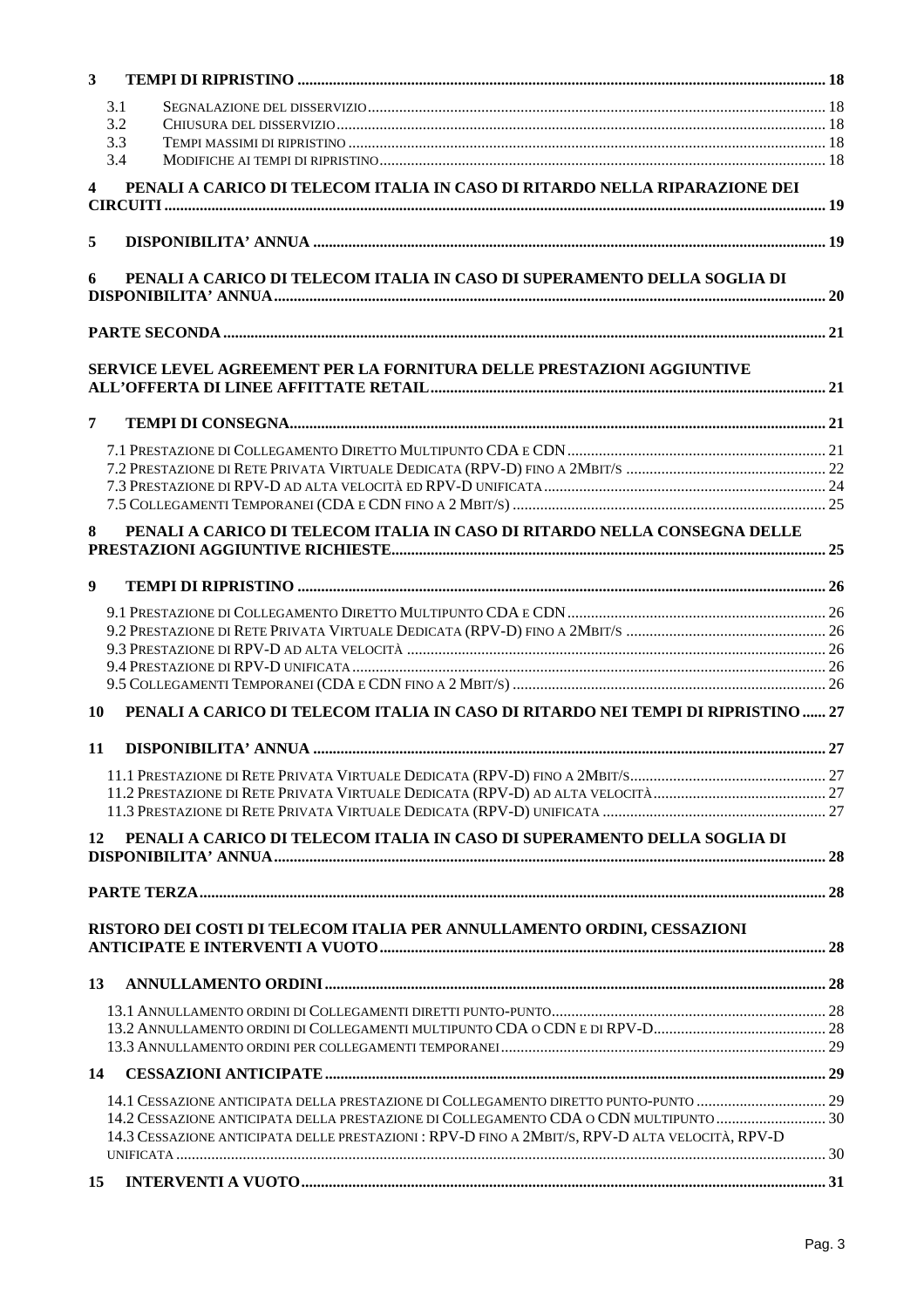**3 TEMPI DI RIPRISTINO** ..... 18

- 3.1 SEGNALAZIONE DEL DISSERVIZIO ..... 18
- 3.2 CHIUSURA DEL DISSERVIZIO ..... 18
- 3.3 TEMPI MASSIMI DI RIPRISTINO ..... 18
- 3.4 MODIFICHE AI TEMPI DI RIPRISTINO ..... 18

**4 PENALI A CARICO DI TELECOM ITALIA IN CASO DI RITARDO NELLA RIPARAZIONE DEI CIRCUITI** ..... 19

**5 DISPONIBILITA' ANNUA** ..... 19

**6 PENALI A CARICO DI TELECOM ITALIA IN CASO DI SUPERAMENTO DELLA SOGLIA DI DISPONIBILITA' ANNUA** ..... 20

**PARTE SECONDA** ..... 21

***SERVICE LEVEL AGREEMENT PER LA FORNITURA DELLE PRESTAZIONI AGGIUNTIVE ALL'OFFERTA DI LINEE AFFITTATE RETAIL*** ..... 21

**7 TEMPI DI CONSEGNA** ..... 21

- 7.1 PRESTAZIONE DI COLLEGAMENTO DIRETTO MULTIPUNTO CDA E CDN ..... 21
- 7.2 PRESTAZIONE DI RETE PRIVATA VIRTUALE DEDICATA (RPV-D) FINO A 2MBIT/S ..... 22
- 7.3 PRESTAZIONE DI RPV-D AD ALTA VELOCITÀ ED RPV-D UNIFICATA ..... 24
- 7.5 COLLEGAMENTI TEMPORANEI (CDA E CDN FINO A 2 MBIT/S) ..... 25

**8 PENALI A CARICO DI TELECOM ITALIA IN CASO DI RITARDO NELLA CONSEGNA DELLE PRESTAZIONI AGGIUNTIVE RICHIESTE** ..... 25

**9 TEMPI DI RIPRISTINO** ..... 26

- 9.1 PRESTAZIONE DI COLLEGAMENTO DIRETTO MULTIPUNTO CDA E CDN ..... 26
- 9.2 PRESTAZIONE DI RETE PRIVATA VIRTUALE DEDICATA (RPV-D) FINO A 2MBIT/S ..... 26
- 9.3 PRESTAZIONE DI RPV-D AD ALTA VELOCITÀ ..... 26
- 9.4 PRESTAZIONE DI RPV-D UNIFICATA ..... 26
- 9.5 COLLEGAMENTI TEMPORANEI (CDA E CDN FINO A 2 MBIT/S) ..... 26

**10 PENALI A CARICO DI TELECOM ITALIA IN CASO DI RITARDO NEI TEMPI DI RIPRISTINO** ..... 27

**11 DISPONIBILITA' ANNUA** ..... 27

- 11.1 PRESTAZIONE DI RETE PRIVATA VIRTUALE DEDICATA (RPV-D) FINO A 2MBIT/S ..... 27
- 11.2 PRESTAZIONE DI RETE PRIVATA VIRTUALE DEDICATA (RPV-D) AD ALTA VELOCITÀ ..... 27
- 11.3 PRESTAZIONE DI RETE PRIVATA VIRTUALE DEDICATA (RPV-D) UNIFICATA ..... 27

**12 PENALI A CARICO DI TELECOM ITALIA IN CASO DI SUPERAMENTO DELLA SOGLIA DI DISPONIBILITA' ANNUA** ..... 28

**PARTE TERZA** ..... 28

***RISTORO DEI COSTI DI TELECOM ITALIA PER ANNULLAMENTO ORDINI, CESSAZIONI ANTICIPATE E INTERVENTI A VUOTO*** ..... 28

**13 ANNULLAMENTO ORDINI** ..... 28

- 13.1 ANNULLAMENTO ORDINI DI COLLEGAMENTI DIRETTI PUNTO-PUNTO ..... 28
- 13.2 ANNULLAMENTO ORDINI DI COLLEGAMENTI MULTIPUNTO CDA O CDN E DI RPV-D ..... 28
- 13.3 ANNULLAMENTO ORDINI PER COLLEGAMENTI TEMPORANEI ..... 29

**14 CESSAZIONI ANTICIPATE** ..... 29

- 14.1 CESSAZIONE ANTICIPATA DELLA PRESTAZIONE DI COLLEGAMENTO DIRETTO PUNTO-PUNTO ..... 29
- 14.2 CESSAZIONE ANTICIPATA DELLA PRESTAZIONE DI COLLEGAMENTO CDA O CDN MULTIPUNTO ..... 30
- 14.3 CESSAZIONE ANTICIPATA DELLE PRESTAZIONI : RPV-D FINO A 2MBIT/S, RPV-D ALTA VELOCITÀ, RPV-D UNIFICATA ..... 30

**15 INTERVENTI A VUOTO** ..... 31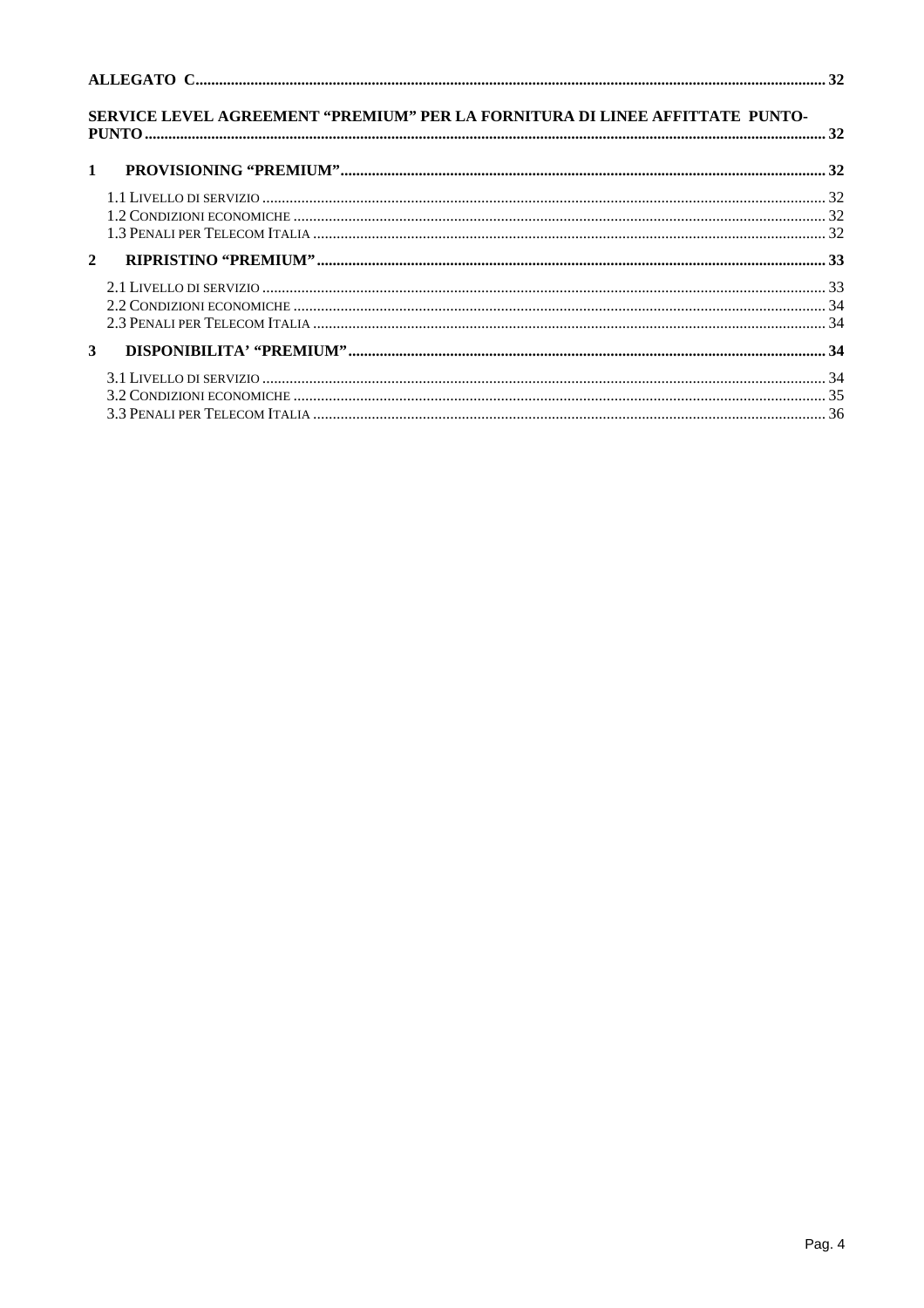**ALLEGATO C** ........................................................................................................................................................ 32

**SERVICE LEVEL AGREEMENT "PREMIUM" PER LA FORNITURA DI LINEE AFFITTATE PUNTO-PUNTO** ........................................................................................................................................................ 32

**1 PROVISIONING "PREMIUM"** .................................................................................................................. 32

1.1 LIVELLO DI SERVIZIO ........................................................................................................................ 32
1.2 CONDIZIONI ECONOMICHE ................................................................................................................. 32
1.3 PENALI PER TELECOM ITALIA ............................................................................................................ 32

**2 RIPRISTINO "PREMIUM"** ........................................................................................................................ 33

2.1 LIVELLO DI SERVIZIO ........................................................................................................................ 33
2.2 CONDIZIONI ECONOMICHE ................................................................................................................. 34
2.3 PENALI PER TELECOM ITALIA ............................................................................................................ 34

**3 DISPONIBILITA' "PREMIUM"** ................................................................................................................. 34

3.1 LIVELLO DI SERVIZIO ........................................................................................................................ 34
3.2 CONDIZIONI ECONOMICHE ................................................................................................................. 35
3.3 PENALI PER TELECOM ITALIA ............................................................................................................ 36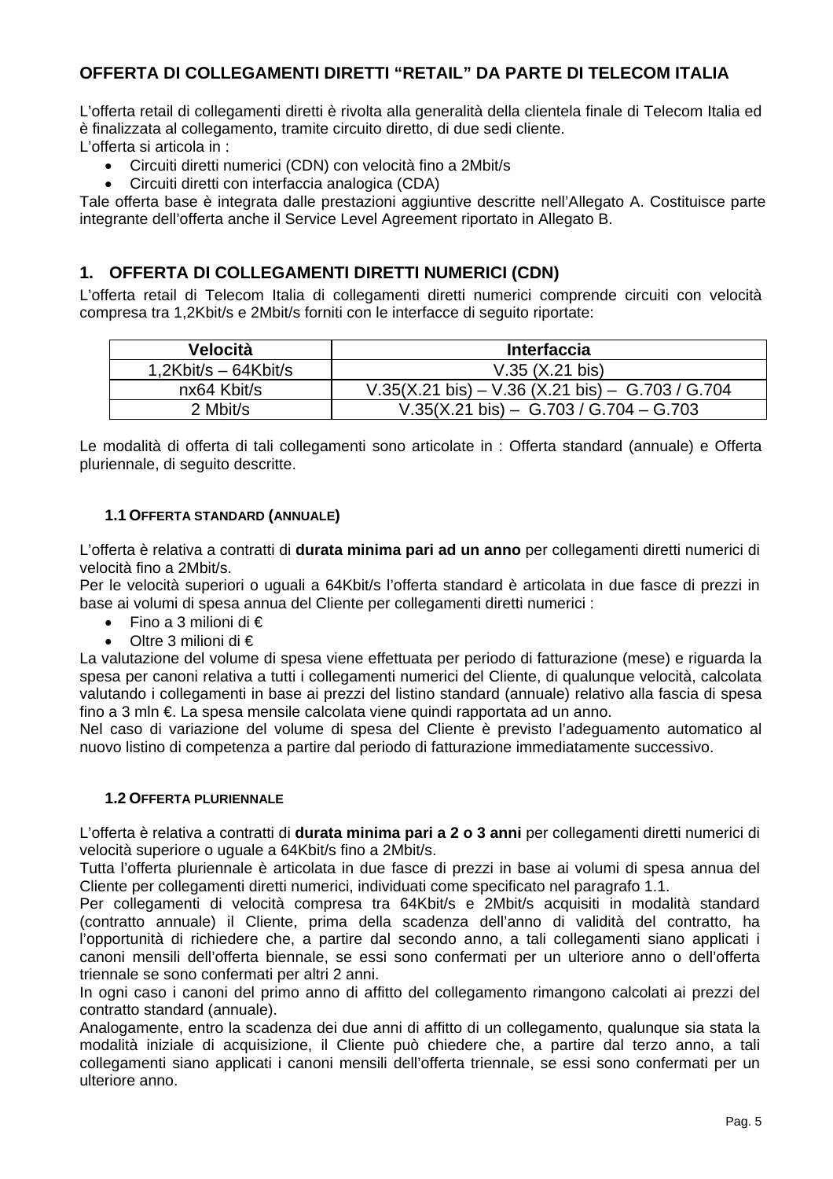## OFFERTA DI COLLEGAMENTI DIRETTI "RETAIL" DA PARTE DI TELECOM ITALIA

L'offerta retail di collegamenti diretti è rivolta alla generalità della clientela finale di Telecom Italia ed è finalizzata al collegamento, tramite circuito diretto, di due sedi cliente.
L'offerta si articola in :

- Circuiti diretti numerici (CDN) con velocità fino a 2Mbit/s
- Circuiti diretti con interfaccia analogica (CDA)

Tale offerta base è integrata dalle prestazioni aggiuntive descritte nell'Allegato A. Costituisce parte integrante dell'offerta anche il Service Level Agreement riportato in Allegato B.

## 1. OFFERTA DI COLLEGAMENTI DIRETTI NUMERICI (CDN)

L'offerta retail di Telecom Italia di collegamenti diretti numerici comprende circuiti con velocità compresa tra 1,2Kbit/s e 2Mbit/s forniti con le interfacce di seguito riportate:

| Velocità | Interfaccia |
|---|---|
| 1,2Kbit/s – 64Kbit/s | V.35 (X.21 bis) |
| nx64 Kbit/s | V.35(X.21 bis) – V.36 (X.21 bis) – G.703 / G.704 |
| 2 Mbit/s | V.35(X.21 bis) – G.703 / G.704 – G.703 |

Le modalità di offerta di tali collegamenti sono articolate in : Offerta standard (annuale) e Offerta pluriennale, di seguito descritte.

### 1.1 OFFERTA STANDARD (ANNUALE)

L'offerta è relativa a contratti di **durata minima pari ad un anno** per collegamenti diretti numerici di velocità fino a 2Mbit/s.
Per le velocità superiori o uguali a 64Kbit/s l'offerta standard è articolata in due fasce di prezzi in base ai volumi di spesa annua del Cliente per collegamenti diretti numerici :

- Fino a 3 milioni di €
- Oltre 3 milioni di €

La valutazione del volume di spesa viene effettuata per periodo di fatturazione (mese) e riguarda la spesa per canoni relativa a tutti i collegamenti numerici del Cliente, di qualunque velocità, calcolata valutando i collegamenti in base ai prezzi del listino standard (annuale) relativo alla fascia di spesa fino a 3 mln €. La spesa mensile calcolata viene quindi rapportata ad un anno.
Nel caso di variazione del volume di spesa del Cliente è previsto l'adeguamento automatico al nuovo listino di competenza a partire dal periodo di fatturazione immediatamente successivo.

### 1.2 OFFERTA PLURIENNALE

L'offerta è relativa a contratti di **durata minima pari a 2 o 3 anni** per collegamenti diretti numerici di velocità superiore o uguale a 64Kbit/s fino a 2Mbit/s.
Tutta l'offerta pluriennale è articolata in due fasce di prezzi in base ai volumi di spesa annua del Cliente per collegamenti diretti numerici, individuati come specificato nel paragrafo 1.1.
Per collegamenti di velocità compresa tra 64Kbit/s e 2Mbit/s acquisiti in modalità standard (contratto annuale) il Cliente, prima della scadenza dell'anno di validità del contratto, ha l'opportunità di richiedere che, a partire dal secondo anno, a tali collegamenti siano applicati i canoni mensili dell'offerta biennale, se essi sono confermati per un ulteriore anno o dell'offerta triennale se sono confermati per altri 2 anni.
In ogni caso i canoni del primo anno di affitto del collegamento rimangono calcolati ai prezzi del contratto standard (annuale).
Analogamente, entro la scadenza dei due anni di affitto di un collegamento, qualunque sia stata la modalità iniziale di acquisizione, il Cliente può chiedere che, a partire dal terzo anno, a tali collegamenti siano applicati i canoni mensili dell'offerta triennale, se essi sono confermati per un ulteriore anno.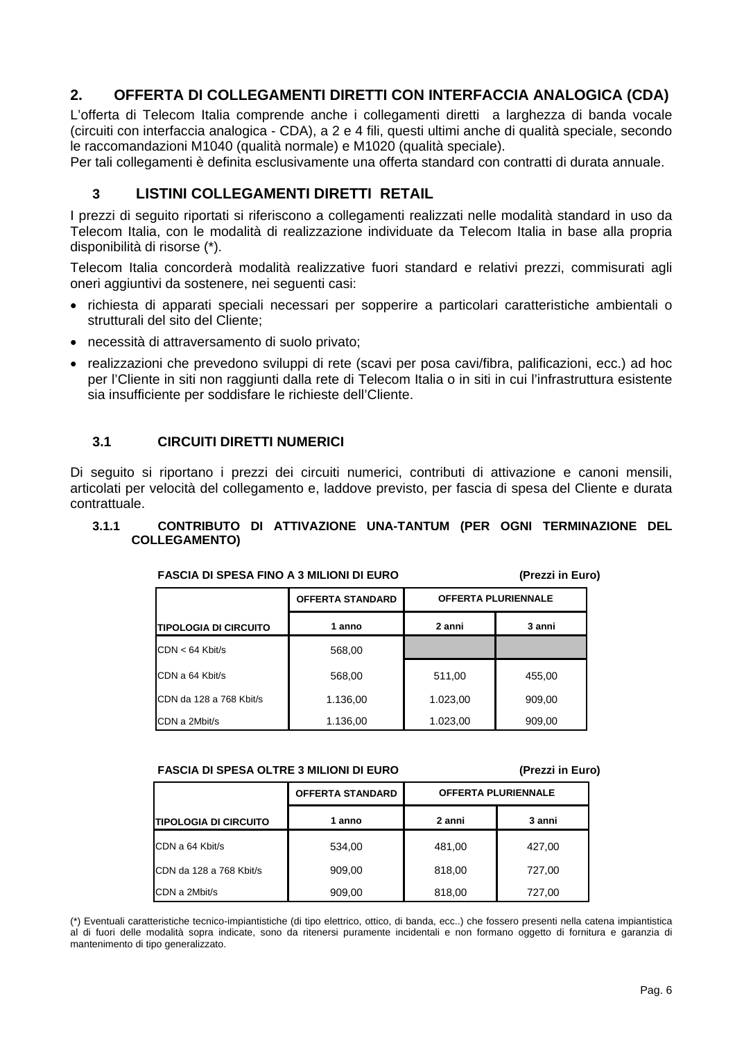## 2. OFFERTA DI COLLEGAMENTI DIRETTI CON INTERFACCIA ANALOGICA (CDA)

L'offerta di Telecom Italia comprende anche i collegamenti diretti a larghezza di banda vocale (circuiti con interfaccia analogica - CDA), a 2 e 4 fili, questi ultimi anche di qualità speciale, secondo le raccomandazioni M1040 (qualità normale) e M1020 (qualità speciale).

Per tali collegamenti è definita esclusivamente una offerta standard con contratti di durata annuale.

## 3 LISTINI COLLEGAMENTI DIRETTI RETAIL

I prezzi di seguito riportati si riferiscono a collegamenti realizzati nelle modalità standard in uso da Telecom Italia, con le modalità di realizzazione individuate da Telecom Italia in base alla propria disponibilità di risorse (*).

Telecom Italia concorderà modalità realizzative fuori standard e relativi prezzi, commisurati agli oneri aggiuntivi da sostenere, nei seguenti casi:

- richiesta di apparati speciali necessari per sopperire a particolari caratteristiche ambientali o strutturali del sito del Cliente;
- necessità di attraversamento di suolo privato;
- realizzazioni che prevedono sviluppi di rete (scavi per posa cavi/fibra, palificazioni, ecc.) ad hoc per l'Cliente in siti non raggiunti dalla rete di Telecom Italia o in siti in cui l'infrastruttura esistente sia insufficiente per soddisfare le richieste dell'Cliente.

### 3.1 CIRCUITI DIRETTI NUMERICI

Di seguito si riportano i prezzi dei circuiti numerici, contributi di attivazione e canoni mensili, articolati per velocità del collegamento e, laddove previsto, per fascia di spesa del Cliente e durata contrattuale.

#### 3.1.1 CONTRIBUTO DI ATTIVAZIONE UNA-TANTUM (PER OGNI TERMINAZIONE DEL COLLEGAMENTO)

**FASCIA DI SPESA FINO A 3 MILIONI DI EURO** **(Prezzi in Euro)**

| | OFFERTA STANDARD | OFFERTA PLURIENNALE | |
|---|---|---|---|
| **TIPOLOGIA DI CIRCUITO** | **1 anno** | **2 anni** | **3 anni** |
| CDN < 64 Kbit/s | 568,00 | | |
| CDN a 64 Kbit/s | 568,00 | 511,00 | 455,00 |
| CDN da 128 a 768 Kbit/s | 1.136,00 | 1.023,00 | 909,00 |
| CDN a 2Mbit/s | 1.136,00 | 1.023,00 | 909,00 |

**FASCIA DI SPESA OLTRE 3 MILIONI DI EURO** **(Prezzi in Euro)**

| | OFFERTA STANDARD | OFFERTA PLURIENNALE | |
|---|---|---|---|
| **TIPOLOGIA DI CIRCUITO** | **1 anno** | **2 anni** | **3 anni** |
| CDN a 64 Kbit/s | 534,00 | 481,00 | 427,00 |
| CDN da 128 a 768 Kbit/s | 909,00 | 818,00 | 727,00 |
| CDN a 2Mbit/s | 909,00 | 818,00 | 727,00 |

(*) Eventuali caratteristiche tecnico-impiantistiche (di tipo elettrico, ottico, di banda, ecc..) che fossero presenti nella catena impiantistica al di fuori delle modalità sopra indicate, sono da ritenersi puramente incidentali e non formano oggetto di fornitura e garanzia di mantenimento di tipo generalizzato.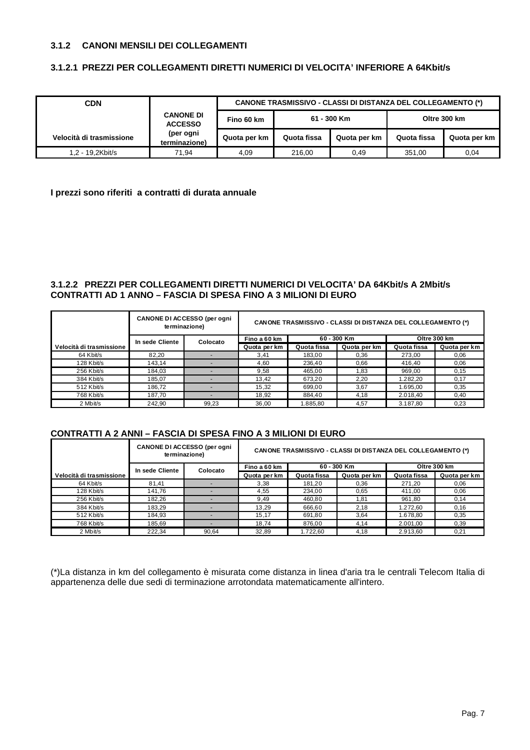### 3.1.2 CANONI MENSILI DEI COLLEGAMENTI

#### 3.1.2.1 PREZZI PER COLLEGAMENTI DIRETTI NUMERICI DI VELOCITA' INFERIORE A 64Kbit/s

| CDN | CANONE DI ACCESSO (per ogni terminazione) | CANONE TRASMISSIVO - CLASSI DI DISTANZA DEL COLLEGAMENTO (*) | | | | |
|---|---|---|---|---|---|---|
| | | Fino 60 km | 61 - 300 Km | | Oltre 300 km | |
| Velocità di trasmissione | | Quota per km | Quota fissa | Quota per km | Quota fissa | Quota per km |
| 1,2 - 19,2Kbit/s | 71,94 | 4,09 | 216,00 | 0,49 | 351,00 | 0,04 |

**I prezzi sono riferiti a contratti di durata annuale**

#### 3.1.2.2 PREZZI PER COLLEGAMENTI DIRETTI NUMERICI DI VELOCITA' DA 64Kbit/s A 2Mbit/s CONTRATTI AD 1 ANNO – FASCIA DI SPESA FINO A 3 MILIONI DI EURO

| | CANONE DI ACCESSO (per ogni terminazione) | | CANONE TRASMISSIVO - CLASSI DI DISTANZA DEL COLLEGAMENTO (*) | | | | |
|---|---|---|---|---|---|---|---|
| | In sede Cliente | Colocato | Fino a 60 km | 60 - 300 Km | | Oltre 300 km | |
| Velocità di trasmissione | | | Quota per km | Quota fissa | Quota per km | Quota fissa | Quota per km |
| 64 Kbit/s | 82,20 | - | 3,41 | 183,00 | 0,36 | 273,00 | 0,06 |
| 128 Kbit/s | 143,14 | - | 4,60 | 236,40 | 0,66 | 416,40 | 0,06 |
| 256 Kbit/s | 184,03 | - | 9,58 | 465,00 | 1,83 | 969,00 | 0,15 |
| 384 Kbit/s | 185,07 | - | 13,42 | 673,20 | 2,20 | 1.282,20 | 0,17 |
| 512 Kbit/s | 186,72 | - | 15,32 | 699,00 | 3,67 | 1.695,00 | 0,35 |
| 768 Kbit/s | 187,70 | - | 18,92 | 884,40 | 4,18 | 2.018,40 | 0,40 |
| 2 Mbit/s | 242,90 | 99,23 | 36,00 | 1.885,80 | 4,57 | 3.187,80 | 0,23 |

**CONTRATTI A 2 ANNI – FASCIA DI SPESA FINO A 3 MILIONI DI EURO**

| | CANONE DI ACCESSO (per ogni terminazione) | | CANONE TRASMISSIVO - CLASSI DI DISTANZA DEL COLLEGAMENTO (*) | | | | |
|---|---|---|---|---|---|---|---|
| | In sede Cliente | Colocato | Fino a 60 km | 60 - 300 Km | | Oltre 300 km | |
| Velocità di trasmissione | | | Quota per km | Quota fissa | Quota per km | Quota fissa | Quota per km |
| 64 Kbit/s | 81,41 | - | 3,38 | 181,20 | 0,36 | 271,20 | 0,06 |
| 128 Kbit/s | 141,76 | - | 4,55 | 234,00 | 0,65 | 411,00 | 0,06 |
| 256 Kbit/s | 182,26 | - | 9,49 | 460,80 | 1,81 | 961,80 | 0,14 |
| 384 Kbit/s | 183,29 | - | 13,29 | 666,60 | 2,18 | 1.272,60 | 0,16 |
| 512 Kbit/s | 184,93 | - | 15,17 | 691,80 | 3,64 | 1.678,80 | 0,35 |
| 768 Kbit/s | 185,69 | - | 18,74 | 876,00 | 4,14 | 2.001,00 | 0,39 |
| 2 Mbit/s | 222,34 | 90,64 | 32,89 | 1.722,60 | 4,18 | 2.913,60 | 0,21 |

(*)La distanza in km del collegamento è misurata come distanza in linea d'aria tra le centrali Telecom Italia di appartenenza delle due sedi di terminazione arrotondata matematicamente all'intero.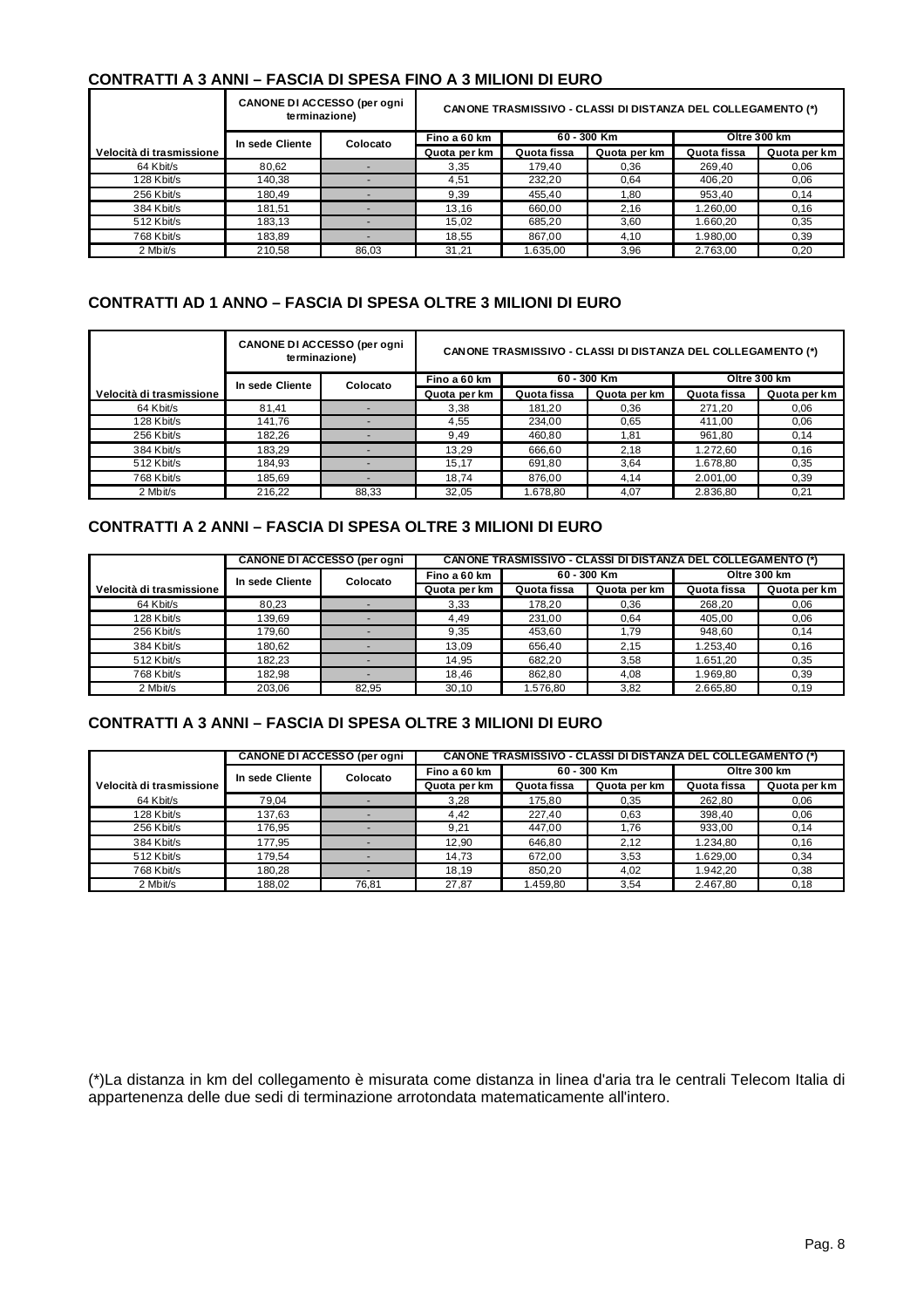### CONTRATTI A 3 ANNI – FASCIA DI SPESA FINO A 3 MILIONI DI EURO

| | CANONE DI ACCESSO (per ogni terminazione) | | CANONE TRASMISSIVO - CLASSI DI DISTANZA DEL COLLEGAMENTO (*) | | | | |
|---|---|---|---|---|---|---|---|
| | In sede Cliente | Colocato | Fino a 60 km | 60 - 300 Km | | Oltre 300 km | |
| Velocità di trasmissione | | | Quota per km | Quota fissa | Quota per km | Quota fissa | Quota per km |
| 64 Kbit/s | 80,62 | - | 3,35 | 179,40 | 0,36 | 269,40 | 0,06 |
| 128 Kbit/s | 140,38 | - | 4,51 | 232,20 | 0,64 | 406,20 | 0,06 |
| 256 Kbit/s | 180,49 | - | 9,39 | 455,40 | 1,80 | 953,40 | 0,14 |
| 384 Kbit/s | 181,51 | - | 13,16 | 660,00 | 2,16 | 1.260,00 | 0,16 |
| 512 Kbit/s | 183,13 | - | 15,02 | 685,20 | 3,60 | 1.660,20 | 0,35 |
| 768 Kbit/s | 183,89 | - | 18,55 | 867,00 | 4,10 | 1.980,00 | 0,39 |
| 2 Mbit/s | 210,58 | 86,03 | 31,21 | 1.635,00 | 3,96 | 2.763,00 | 0,20 |

### CONTRATTI AD 1 ANNO – FASCIA DI SPESA OLTRE 3 MILIONI DI EURO

| | CANONE DI ACCESSO (per ogni terminazione) | | CANONE TRASMISSIVO - CLASSI DI DISTANZA DEL COLLEGAMENTO (*) | | | | |
|---|---|---|---|---|---|---|---|
| | In sede Cliente | Colocato | Fino a 60 km | 60 - 300 Km | | Oltre 300 km | |
| Velocità di trasmissione | | | Quota per km | Quota fissa | Quota per km | Quota fissa | Quota per km |
| 64 Kbit/s | 81,41 | - | 3,38 | 181,20 | 0,36 | 271,20 | 0,06 |
| 128 Kbit/s | 141,76 | - | 4,55 | 234,00 | 0,65 | 411,00 | 0,06 |
| 256 Kbit/s | 182,26 | - | 9,49 | 460,80 | 1,81 | 961,80 | 0,14 |
| 384 Kbit/s | 183,29 | - | 13,29 | 666,60 | 2,18 | 1.272,60 | 0,16 |
| 512 Kbit/s | 184,93 | - | 15,17 | 691,80 | 3,64 | 1.678,80 | 0,35 |
| 768 Kbit/s | 185,69 | - | 18,74 | 876,00 | 4,14 | 2.001,00 | 0,39 |
| 2 Mbit/s | 216,22 | 88,33 | 32,05 | 1.678,80 | 4,07 | 2.836,80 | 0,21 |

### CONTRATTI A 2 ANNI – FASCIA DI SPESA OLTRE 3 MILIONI DI EURO

| | CANONE DI ACCESSO (per ogni | | CANONE TRASMISSIVO - CLASSI DI DISTANZA DEL COLLEGAMENTO (*) | | | | |
|---|---|---|---|---|---|---|---|
| | In sede Cliente | Colocato | Fino a 60 km | 60 - 300 Km | | Oltre 300 km | |
| Velocità di trasmissione | | | Quota per km | Quota fissa | Quota per km | Quota fissa | Quota per km |
| 64 Kbit/s | 80,23 | - | 3,33 | 178,20 | 0,36 | 268,20 | 0,06 |
| 128 Kbit/s | 139,69 | - | 4,49 | 231,00 | 0,64 | 405,00 | 0,06 |
| 256 Kbit/s | 179,60 | - | 9,35 | 453,60 | 1,79 | 948,60 | 0,14 |
| 384 Kbit/s | 180,62 | - | 13,09 | 656,40 | 2,15 | 1.253,40 | 0,16 |
| 512 Kbit/s | 182,23 | - | 14,95 | 682,20 | 3,58 | 1.651,20 | 0,35 |
| 768 Kbit/s | 182,98 | - | 18,46 | 862,80 | 4,08 | 1.969,80 | 0,39 |
| 2 Mbit/s | 203,06 | 82,95 | 30,10 | 1.576,80 | 3,82 | 2.665,80 | 0,19 |

### CONTRATTI A 3 ANNI – FASCIA DI SPESA OLTRE 3 MILIONI DI EURO

| | CANONE DI ACCESSO (per ogni | | CANONE TRASMISSIVO - CLASSI DI DISTANZA DEL COLLEGAMENTO (*) | | | | |
|---|---|---|---|---|---|---|---|
| | In sede Cliente | Colocato | Fino a 60 km | 60 - 300 Km | | Oltre 300 km | |
| Velocità di trasmissione | | | Quota per km | Quota fissa | Quota per km | Quota fissa | Quota per km |
| 64 Kbit/s | 79,04 | - | 3,28 | 175,80 | 0,35 | 262,80 | 0,06 |
| 128 Kbit/s | 137,63 | - | 4,42 | 227,40 | 0,63 | 398,40 | 0,06 |
| 256 Kbit/s | 176,95 | - | 9,21 | 447,00 | 1,76 | 933,00 | 0,14 |
| 384 Kbit/s | 177,95 | - | 12,90 | 646,80 | 2,12 | 1.234,80 | 0,16 |
| 512 Kbit/s | 179,54 | - | 14,73 | 672,00 | 3,53 | 1.629,00 | 0,34 |
| 768 Kbit/s | 180,28 | - | 18,19 | 850,20 | 4,02 | 1.942,20 | 0,38 |
| 2 Mbit/s | 188,02 | 76,81 | 27,87 | 1.459,80 | 3,54 | 2.467,80 | 0,18 |

(*)La distanza in km del collegamento è misurata come distanza in linea d'aria tra le centrali Telecom Italia di appartenenza delle due sedi di terminazione arrotondata matematicamente all'intero.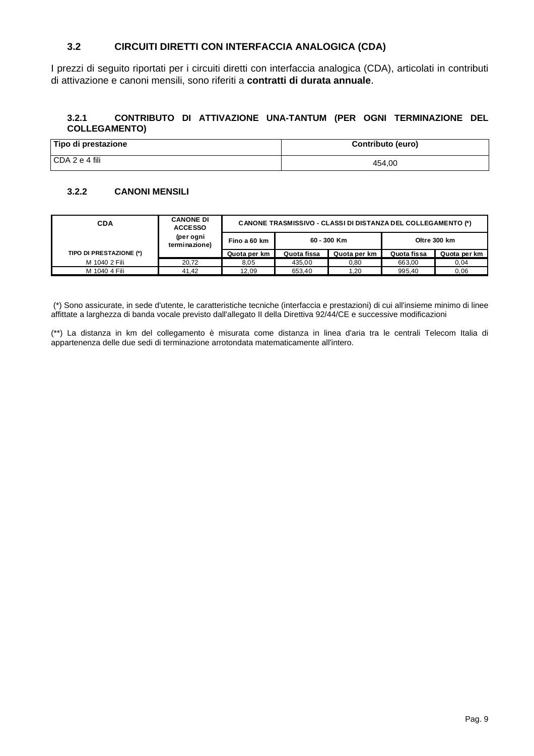### 3.2 CIRCUITI DIRETTI CON INTERFACCIA ANALOGICA (CDA)

I prezzi di seguito riportati per i circuiti diretti con interfaccia analogica (CDA), articolati in contributi di attivazione e canoni mensili, sono riferiti a **contratti di durata annuale**.

#### 3.2.1 CONTRIBUTO DI ATTIVAZIONE UNA-TANTUM (PER OGNI TERMINAZIONE DEL COLLEGAMENTO)

| Tipo di prestazione | Contributo (euro) |
|---|---|
| CDA 2 e 4 fili | 454,00 |

#### 3.2.2 CANONI MENSILI

| CDA | CANONE DI ACCESSO (per ogni terminazione) | CANONE TRASMISSIVO - CLASSI DI DISTANZA DEL COLLEGAMENTO (*) | | | | |
|---|---|---|---|---|---|---|
| | | Fino a 60 km | 60 - 300 Km | | Oltre 300 km | |
| TIPO DI PRESTAZIONE (*) | | Quota per km | Quota fissa | Quota per km | Quota fissa | Quota per km |
| M 1040 2 Fili | 20,72 | 8,05 | 435,00 | 0,80 | 663,00 | 0,04 |
| M 1040 4 Fili | 41,42 | 12,09 | 653,40 | 1,20 | 995,40 | 0,06 |

(*) Sono assicurate, in sede d'utente, le caratteristiche tecniche (interfaccia e prestazioni) di cui all'insieme minimo di linee affittate a larghezza di banda vocale previsto dall'allegato II della Direttiva 92/44/CE e successive modificazioni

(**) La distanza in km del collegamento è misurata come distanza in linea d'aria tra le centrali Telecom Italia di appartenenza delle due sedi di terminazione arrotondata matematicamente all'intero.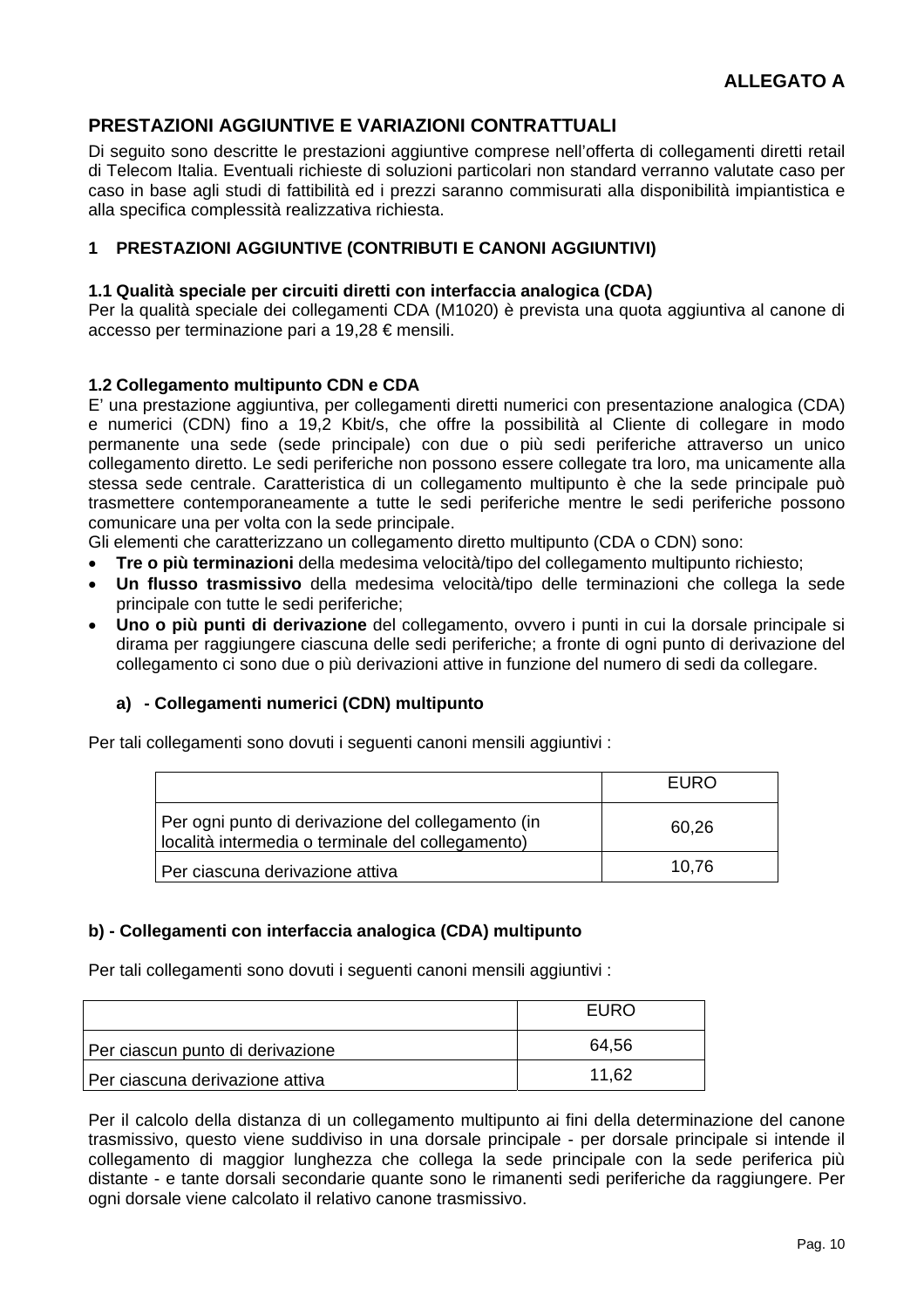**ALLEGATO A**

## PRESTAZIONI AGGIUNTIVE E VARIAZIONI CONTRATTUALI

Di seguito sono descritte le prestazioni aggiuntive comprese nell'offerta di collegamenti diretti retail di Telecom Italia. Eventuali richieste di soluzioni particolari non standard verranno valutate caso per caso in base agli studi di fattibilità ed i prezzi saranno commisurati alla disponibilità impiantistica e alla specifica complessità realizzativa richiesta.

### 1 PRESTAZIONI AGGIUNTIVE (CONTRIBUTI E CANONI AGGIUNTIVI)

#### 1.1 Qualità speciale per circuiti diretti con interfaccia analogica (CDA)

Per la qualità speciale dei collegamenti CDA (M1020) è prevista una quota aggiuntiva al canone di accesso per terminazione pari a 19,28 € mensili.

#### 1.2 Collegamento multipunto CDN e CDA

E' una prestazione aggiuntiva, per collegamenti diretti numerici con presentazione analogica (CDA) e numerici (CDN) fino a 19,2 Kbit/s, che offre la possibilità al Cliente di collegare in modo permanente una sede (sede principale) con due o più sedi periferiche attraverso un unico collegamento diretto. Le sedi periferiche non possono essere collegate tra loro, ma unicamente alla stessa sede centrale. Caratteristica di un collegamento multipunto è che la sede principale può trasmettere contemporaneamente a tutte le sedi periferiche mentre le sedi periferiche possono comunicare una per volta con la sede principale.

Gli elementi che caratterizzano un collegamento diretto multipunto (CDA o CDN) sono:

- **Tre o più terminazioni** della medesima velocità/tipo del collegamento multipunto richiesto;
- **Un flusso trasmissivo** della medesima velocità/tipo delle terminazioni che collega la sede principale con tutte le sedi periferiche;
- **Uno o più punti di derivazione** del collegamento, ovvero i punti in cui la dorsale principale si dirama per raggiungere ciascuna delle sedi periferiche; a fronte di ogni punto di derivazione del collegamento ci sono due o più derivazioni attive in funzione del numero di sedi da collegare.

**a) - Collegamenti numerici (CDN) multipunto**

Per tali collegamenti sono dovuti i seguenti canoni mensili aggiuntivi :

| | EURO |
|---|---|
| Per ogni punto di derivazione del collegamento (in località intermedia o terminale del collegamento) | 60,26 |
| Per ciascuna derivazione attiva | 10,76 |

**b) - Collegamenti con interfaccia analogica (CDA) multipunto**

Per tali collegamenti sono dovuti i seguenti canoni mensili aggiuntivi :

| | EURO |
|---|---|
| Per ciascun punto di derivazione | 64,56 |
| Per ciascuna derivazione attiva | 11,62 |

Per il calcolo della distanza di un collegamento multipunto ai fini della determinazione del canone trasmissivo, questo viene suddiviso in una dorsale principale - per dorsale principale si intende il collegamento di maggior lunghezza che collega la sede principale con la sede periferica più distante - e tante dorsali secondarie quante sono le rimanenti sedi periferiche da raggiungere. Per ogni dorsale viene calcolato il relativo canone trasmissivo.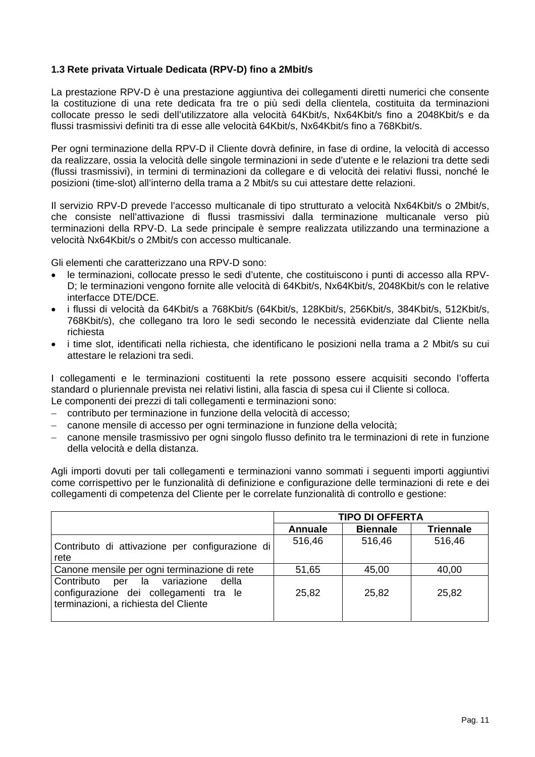### 1.3 Rete privata Virtuale Dedicata (RPV-D) fino a 2Mbit/s

La prestazione RPV-D è una prestazione aggiuntiva dei collegamenti diretti numerici che consente la costituzione di una rete dedicata fra tre o più sedi della clientela, costituita da terminazioni collocate presso le sedi dell'utilizzatore alla velocità 64Kbit/s, Nx64Kbit/s fino a 2048Kbit/s e da flussi trasmissivi definiti tra di esse alle velocità 64Kbit/s, Nx64Kbit/s fino a 768Kbit/s.

Per ogni terminazione della RPV-D il Cliente dovrà definire, in fase di ordine, la velocità di accesso da realizzare, ossia la velocità delle singole terminazioni in sede d'utente e le relazioni tra dette sedi (flussi trasmissivi), in termini di terminazioni da collegare e di velocità dei relativi flussi, nonché le posizioni (time-slot) all'interno della trama a 2 Mbit/s su cui attestare dette relazioni.

Il servizio RPV-D prevede l'accesso multicanale di tipo strutturato a velocità Nx64Kbit/s o 2Mbit/s, che consiste nell'attivazione di flussi trasmissivi dalla terminazione multicanale verso più terminazioni della RPV-D. La sede principale è sempre realizzata utilizzando una terminazione a velocità Nx64Kbit/s o 2Mbit/s con accesso multicanale.

Gli elementi che caratterizzano una RPV-D sono:

- le terminazioni, collocate presso le sedi d'utente, che costituiscono i punti di accesso alla RPV-D; le terminazioni vengono fornite alle velocità di 64Kbit/s, Nx64Kbit/s, 2048Kbit/s con le relative interfacce DTE/DCE.
- i flussi di velocità da 64Kbit/s a 768Kbit/s (64Kbit/s, 128Kbit/s, 256Kbit/s, 384Kbit/s, 512Kbit/s, 768Kbit/s), che collegano tra loro le sedi secondo le necessità evidenziate dal Cliente nella richiesta
- i time slot, identificati nella richiesta, che identificano le posizioni nella trama a 2 Mbit/s su cui attestare le relazioni tra sedi.

I collegamenti e le terminazioni costituenti la rete possono essere acquisiti secondo l'offerta standard o pluriennale prevista nei relativi listini, alla fascia di spesa cui il Cliente si colloca.
Le componenti dei prezzi di tali collegamenti e terminazioni sono:

- contributo per terminazione in funzione della velocità di accesso;
- canone mensile di accesso per ogni terminazione in funzione della velocità;
- canone mensile trasmissivo per ogni singolo flusso definito tra le terminazioni di rete in funzione della velocità e della distanza.

Agli importi dovuti per tali collegamenti e terminazioni vanno sommati i seguenti importi aggiuntivi come corrispettivo per le funzionalità di definizione e configurazione delle terminazioni di rete e dei collegamenti di competenza del Cliente per le correlate funzionalità di controllo e gestione:

| | TIPO DI OFFERTA | | |
|---|---|---|---|
| | **Annuale** | **Biennale** | **Triennale** |
| Contributo di attivazione per configurazione di rete | 516,46 | 516,46 | 516,46 |
| Canone mensile per ogni terminazione di rete | 51,65 | 45,00 | 40,00 |
| Contributo per la variazione della configurazione dei collegamenti tra le terminazioni, a richiesta del Cliente | 25,82 | 25,82 | 25,82 |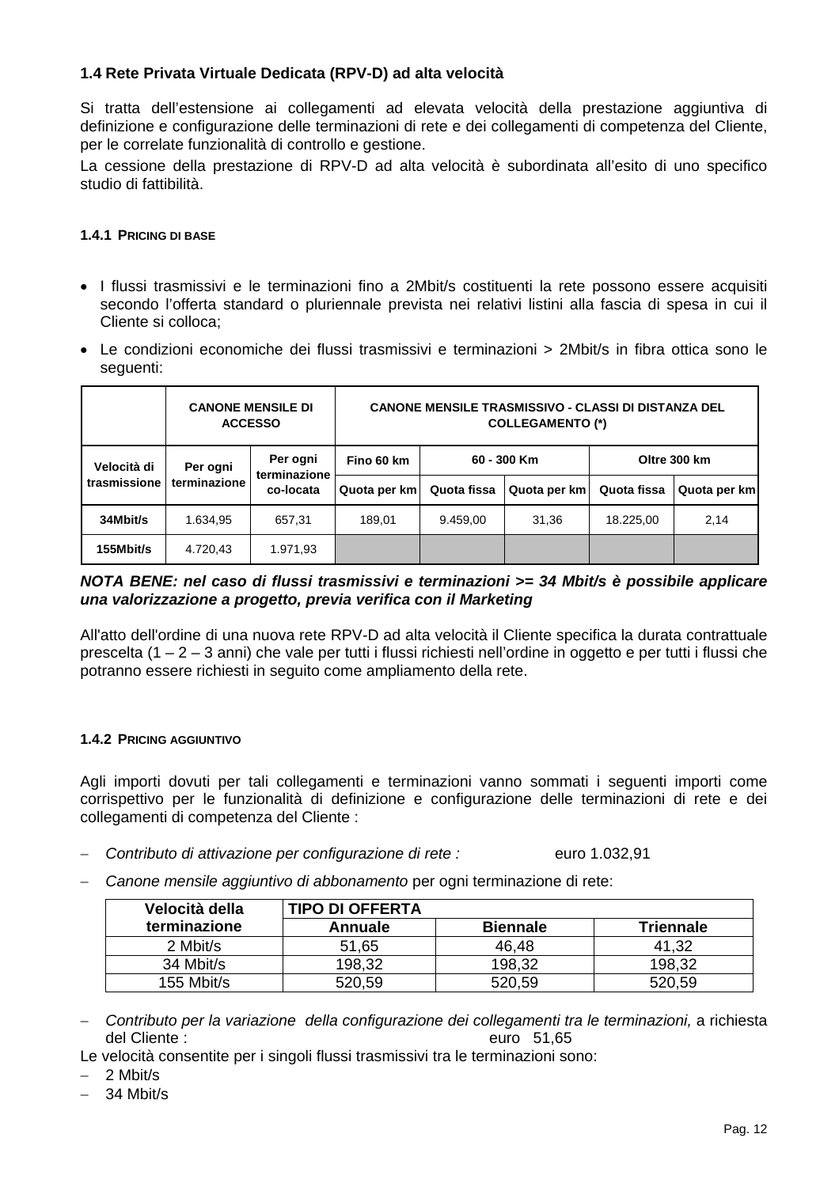### 1.4 Rete Privata Virtuale Dedicata (RPV-D) ad alta velocità

Si tratta dell'estensione ai collegamenti ad elevata velocità della prestazione aggiuntiva di definizione e configurazione delle terminazioni di rete e dei collegamenti di competenza del Cliente, per le correlate funzionalità di controllo e gestione.

La cessione della prestazione di RPV-D ad alta velocità è subordinata all'esito di uno specifico studio di fattibilità.

#### 1.4.1 PRICING DI BASE

- I flussi trasmissivi e le terminazioni fino a 2Mbit/s costituenti la rete possono essere acquisiti secondo l'offerta standard o pluriennale prevista nei relativi listini alla fascia di spesa in cui il Cliente si colloca;
- Le condizioni economiche dei flussi trasmissivi e terminazioni > 2Mbit/s in fibra ottica sono le seguenti:

| | CANONE MENSILE DI ACCESSO | | CANONE MENSILE TRASMISSIVO - CLASSI DI DISTANZA DEL COLLEGAMENTO (*) | | | | |
|---|---|---|---|---|---|---|---|
| Velocità di trasmissione | Per ogni terminazione | Per ogni terminazione co-locata | Fino 60 km | 60 - 300 Km | | Oltre 300 km | |
| | | | Quota per km | Quota fissa | Quota per km | Quota fissa | Quota per km |
| 34Mbit/s | 1.634,95 | 657,31 | 189,01 | 9.459,00 | 31,36 | 18.225,00 | 2,14 |
| 155Mbit/s | 4.720,43 | 1.971,93 | | | | | |

***NOTA BENE: nel caso di flussi trasmissivi e terminazioni >= 34 Mbit/s è possibile applicare una valorizzazione a progetto, previa verifica con il Marketing***

All'atto dell'ordine di una nuova rete RPV-D ad alta velocità il Cliente specifica la durata contrattuale prescelta (1 – 2 – 3 anni) che vale per tutti i flussi richiesti nell'ordine in oggetto e per tutti i flussi che potranno essere richiesti in seguito come ampliamento della rete.

#### 1.4.2 PRICING AGGIUNTIVO

Agli importi dovuti per tali collegamenti e terminazioni vanno sommati i seguenti importi come corrispettivo per le funzionalità di definizione e configurazione delle terminazioni di rete e dei collegamenti di competenza del Cliente :

- *Contributo di attivazione per configurazione di rete :* euro 1.032,91
- *Canone mensile aggiuntivo di abbonamento* per ogni terminazione di rete:

| Velocità della terminazione | TIPO DI OFFERTA | | |
|---|---|---|---|
| | Annuale | Biennale | Triennale |
| 2 Mbit/s | 51,65 | 46,48 | 41,32 |
| 34 Mbit/s | 198,32 | 198,32 | 198,32 |
| 155 Mbit/s | 520,59 | 520,59 | 520,59 |

- *Contributo per la variazione della configurazione dei collegamenti tra le terminazioni,* a richiesta del Cliente : euro 51,65

Le velocità consentite per i singoli flussi trasmissivi tra le terminazioni sono:

- 2 Mbit/s
- 34 Mbit/s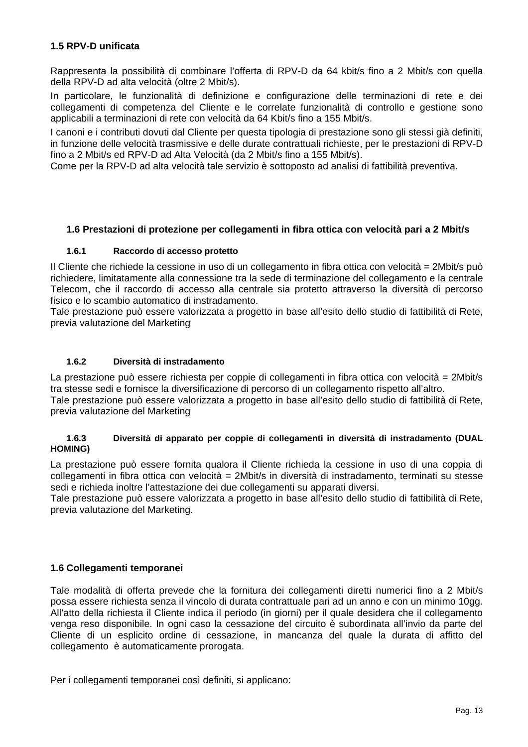## 1.5 RPV-D unificata

Rappresenta la possibilità di combinare l'offerta di RPV-D da 64 kbit/s fino a 2 Mbit/s con quella della RPV-D ad alta velocità (oltre 2 Mbit/s).

In particolare, le funzionalità di definizione e configurazione delle terminazioni di rete e dei collegamenti di competenza del Cliente e le correlate funzionalità di controllo e gestione sono applicabili a terminazioni di rete con velocità da 64 Kbit/s fino a 155 Mbit/s.

I canoni e i contributi dovuti dal Cliente per questa tipologia di prestazione sono gli stessi già definiti, in funzione delle velocità trasmissive e delle durate contrattuali richieste, per le prestazioni di RPV-D fino a 2 Mbit/s ed RPV-D ad Alta Velocità (da 2 Mbit/s fino a 155 Mbit/s).
Come per la RPV-D ad alta velocità tale servizio è sottoposto ad analisi di fattibilità preventiva.

## 1.6 Prestazioni di protezione per collegamenti in fibra ottica con velocità pari a 2 Mbit/s

### 1.6.1 Raccordo di accesso protetto

Il Cliente che richiede la cessione in uso di un collegamento in fibra ottica con velocità = 2Mbit/s può richiedere, limitatamente alla connessione tra la sede di terminazione del collegamento e la centrale Telecom, che il raccordo di accesso alla centrale sia protetto attraverso la diversità di percorso fisico e lo scambio automatico di instradamento.
Tale prestazione può essere valorizzata a progetto in base all'esito dello studio di fattibilità di Rete, previa valutazione del Marketing

### 1.6.2 Diversità di instradamento

La prestazione può essere richiesta per coppie di collegamenti in fibra ottica con velocità = 2Mbit/s tra stesse sedi e fornisce la diversificazione di percorso di un collegamento rispetto all'altro.
Tale prestazione può essere valorizzata a progetto in base all'esito dello studio di fattibilità di Rete, previa valutazione del Marketing

### 1.6.3 Diversità di apparato per coppie di collegamenti in diversità di instradamento (DUAL HOMING)

La prestazione può essere fornita qualora il Cliente richieda la cessione in uso di una coppia di collegamenti in fibra ottica con velocità = 2Mbit/s in diversità di instradamento, terminati su stesse sedi e richieda inoltre l'attestazione dei due collegamenti su apparati diversi.
Tale prestazione può essere valorizzata a progetto in base all'esito dello studio di fattibilità di Rete, previa valutazione del Marketing.

## 1.6 Collegamenti temporanei

Tale modalità di offerta prevede che la fornitura dei collegamenti diretti numerici fino a 2 Mbit/s possa essere richiesta senza il vincolo di durata contrattuale pari ad un anno e con un minimo 10gg. All'atto della richiesta il Cliente indica il periodo (in giorni) per il quale desidera che il collegamento venga reso disponibile. In ogni caso la cessazione del circuito è subordinata all'invio da parte del Cliente di un esplicito ordine di cessazione, in mancanza del quale la durata di affitto del collegamento è automaticamente prorogata.

Per i collegamenti temporanei così definiti, si applicano: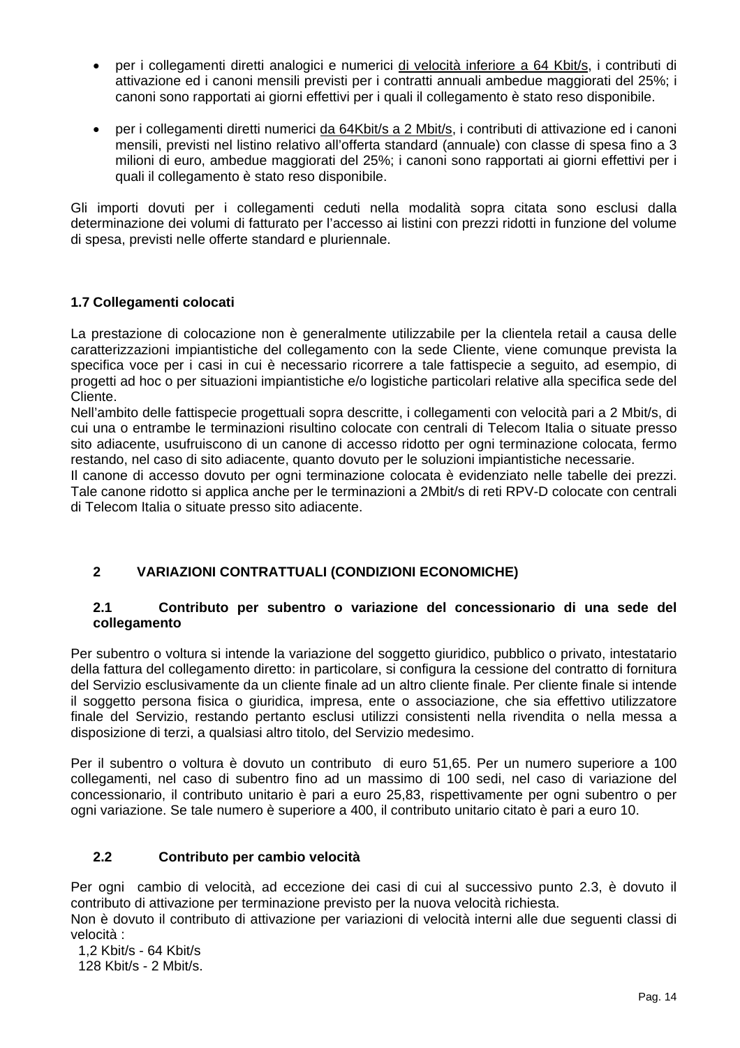- per i collegamenti diretti analogici e numerici <u>di velocità inferiore a 64 Kbit/s</u>, i contributi di attivazione ed i canoni mensili previsti per i contratti annuali ambedue maggiorati del 25%; i canoni sono rapportati ai giorni effettivi per i quali il collegamento è stato reso disponibile.

- per i collegamenti diretti numerici <u>da 64Kbit/s a 2 Mbit/s</u>, i contributi di attivazione ed i canoni mensili, previsti nel listino relativo all'offerta standard (annuale) con classe di spesa fino a 3 milioni di euro, ambedue maggiorati del 25%; i canoni sono rapportati ai giorni effettivi per i quali il collegamento è stato reso disponibile.

Gli importi dovuti per i collegamenti ceduti nella modalità sopra citata sono esclusi dalla determinazione dei volumi di fatturato per l'accesso ai listini con prezzi ridotti in funzione del volume di spesa, previsti nelle offerte standard e pluriennale.

### 1.7 Collegamenti colocati

La prestazione di colocazione non è generalmente utilizzabile per la clientela retail a causa delle caratterizzazioni impiantistiche del collegamento con la sede Cliente, viene comunque prevista la specifica voce per i casi in cui è necessario ricorrere a tale fattispecie a seguito, ad esempio, di progetti ad hoc o per situazioni impiantistiche e/o logistiche particolari relative alla specifica sede del Cliente.
Nell'ambito delle fattispecie progettuali sopra descritte, i collegamenti con velocità pari a 2 Mbit/s, di cui una o entrambe le terminazioni risultino colocate con centrali di Telecom Italia o situate presso sito adiacente, usufruiscono di un canone di accesso ridotto per ogni terminazione colocata, fermo restando, nel caso di sito adiacente, quanto dovuto per le soluzioni impiantistiche necessarie.
Il canone di accesso dovuto per ogni terminazione colocata è evidenziato nelle tabelle dei prezzi. Tale canone ridotto si applica anche per le terminazioni a 2Mbit/s di reti RPV-D colocate con centrali di Telecom Italia o situate presso sito adiacente.

## 2 VARIAZIONI CONTRATTUALI (CONDIZIONI ECONOMICHE)

### 2.1 Contributo per subentro o variazione del concessionario di una sede del collegamento

Per subentro o voltura si intende la variazione del soggetto giuridico, pubblico o privato, intestatario della fattura del collegamento diretto: in particolare, si configura la cessione del contratto di fornitura del Servizio esclusivamente da un cliente finale ad un altro cliente finale. Per cliente finale si intende il soggetto persona fisica o giuridica, impresa, ente o associazione, che sia effettivo utilizzatore finale del Servizio, restando pertanto esclusi utilizzi consistenti nella rivendita o nella messa a disposizione di terzi, a qualsiasi altro titolo, del Servizio medesimo.

Per il subentro o voltura è dovuto un contributo di euro 51,65. Per un numero superiore a 100 collegamenti, nel caso di subentro fino ad un massimo di 100 sedi, nel caso di variazione del concessionario, il contributo unitario è pari a euro 25,83, rispettivamente per ogni subentro o per ogni variazione. Se tale numero è superiore a 400, il contributo unitario citato è pari a euro 10.

### 2.2 Contributo per cambio velocità

Per ogni cambio di velocità, ad eccezione dei casi di cui al successivo punto 2.3, è dovuto il contributo di attivazione per terminazione previsto per la nuova velocità richiesta.
Non è dovuto il contributo di attivazione per variazioni di velocità interni alle due seguenti classi di velocità :
1,2 Kbit/s - 64 Kbit/s
128 Kbit/s - 2 Mbit/s.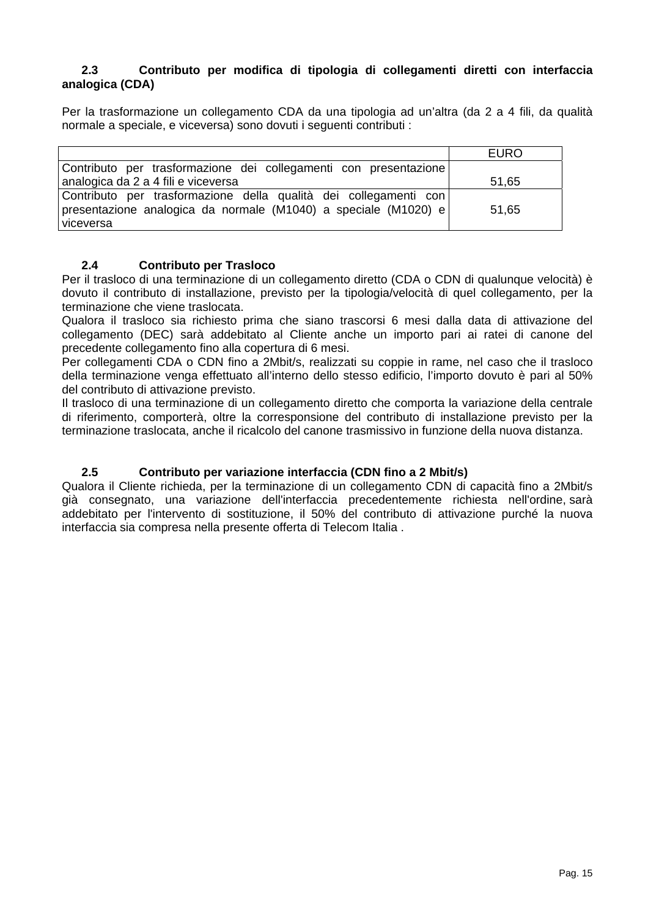### 2.3 Contributo per modifica di tipologia di collegamenti diretti con interfaccia analogica (CDA)

Per la trasformazione un collegamento CDA da una tipologia ad un'altra (da 2 a 4 fili, da qualità normale a speciale, e viceversa) sono dovuti i seguenti contributi :

| | EURO |
|---|---|
| Contributo per trasformazione dei collegamenti con presentazione analogica da 2 a 4 fili e viceversa | 51,65 |
| Contributo per trasformazione della qualità dei collegamenti con presentazione analogica da normale (M1040) a speciale (M1020) e viceversa | 51,65 |

### 2.4 Contributo per Trasloco

Per il trasloco di una terminazione di un collegamento diretto (CDA o CDN di qualunque velocità) è dovuto il contributo di installazione, previsto per la tipologia/velocità di quel collegamento, per la terminazione che viene traslocata.

Qualora il trasloco sia richiesto prima che siano trascorsi 6 mesi dalla data di attivazione del collegamento (DEC) sarà addebitato al Cliente anche un importo pari ai ratei di canone del precedente collegamento fino alla copertura di 6 mesi.

Per collegamenti CDA o CDN fino a 2Mbit/s, realizzati su coppie in rame, nel caso che il trasloco della terminazione venga effettuato all'interno dello stesso edificio, l'importo dovuto è pari al 50% del contributo di attivazione previsto.

Il trasloco di una terminazione di un collegamento diretto che comporta la variazione della centrale di riferimento, comporterà, oltre la corresponsione del contributo di installazione previsto per la terminazione traslocata, anche il ricalcolo del canone trasmissivo in funzione della nuova distanza.

### 2.5 Contributo per variazione interfaccia (CDN fino a 2 Mbit/s)

Qualora il Cliente richieda, per la terminazione di un collegamento CDN di capacità fino a 2Mbit/s già consegnato, una variazione dell'interfaccia precedentemente richiesta nell'ordine, sarà addebitato per l'intervento di sostituzione, il 50% del contributo di attivazione purché la nuova interfaccia sia compresa nella presente offerta di Telecom Italia .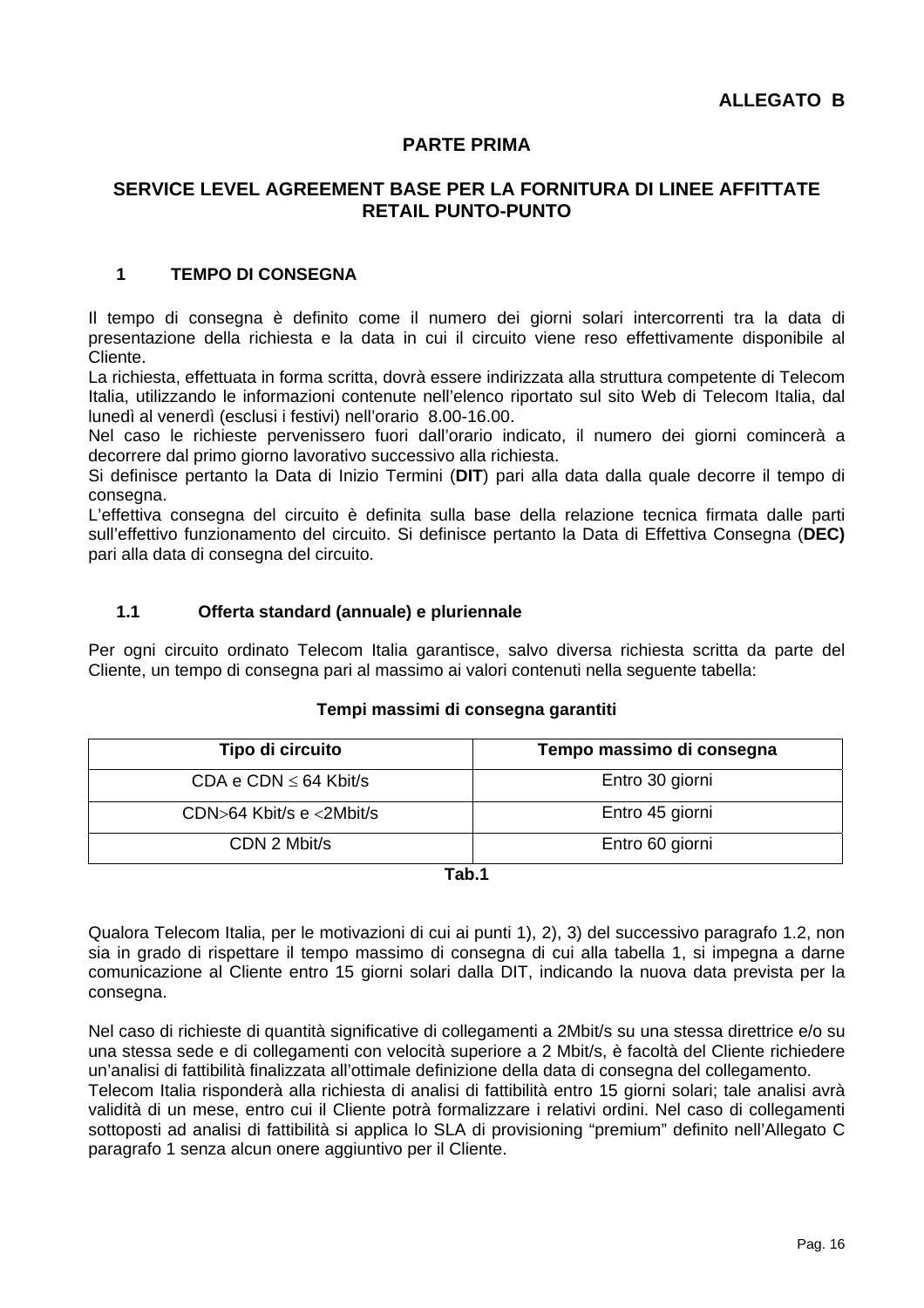**ALLEGATO B**

# PARTE PRIMA

## SERVICE LEVEL AGREEMENT BASE PER LA FORNITURA DI LINEE AFFITTATE RETAIL PUNTO-PUNTO

### 1 TEMPO DI CONSEGNA

Il tempo di consegna è definito come il numero dei giorni solari intercorrenti tra la data di presentazione della richiesta e la data in cui il circuito viene reso effettivamente disponibile al Cliente.
La richiesta, effettuata in forma scritta, dovrà essere indirizzata alla struttura competente di Telecom Italia, utilizzando le informazioni contenute nell'elenco riportato sul sito Web di Telecom Italia, dal lunedì al venerdì (esclusi i festivi) nell'orario 8.00-16.00.
Nel caso le richieste pervenissero fuori dall'orario indicato, il numero dei giorni comincerà a decorrere dal primo giorno lavorativo successivo alla richiesta.
Si definisce pertanto la Data di Inizio Termini (**DIT**) pari alla data dalla quale decorre il tempo di consegna.
L'effettiva consegna del circuito è definita sulla base della relazione tecnica firmata dalle parti sull'effettivo funzionamento del circuito. Si definisce pertanto la Data di Effettiva Consegna (**DEC)** pari alla data di consegna del circuito.

#### 1.1 Offerta standard (annuale) e pluriennale

Per ogni circuito ordinato Telecom Italia garantisce, salvo diversa richiesta scritta da parte del Cliente, un tempo di consegna pari al massimo ai valori contenuti nella seguente tabella:

**Tempi massimi di consegna garantiti**

| Tipo di circuito | Tempo massimo di consegna |
|---|---|
| CDA e CDN ≤ 64 Kbit/s | Entro 30 giorni |
| CDN>64 Kbit/s e <2Mbit/s | Entro 45 giorni |
| CDN 2 Mbit/s | Entro 60 giorni |

**Tab.1**

Qualora Telecom Italia, per le motivazioni di cui ai punti 1), 2), 3) del successivo paragrafo 1.2, non sia in grado di rispettare il tempo massimo di consegna di cui alla tabella 1, si impegna a darne comunicazione al Cliente entro 15 giorni solari dalla DIT, indicando la nuova data prevista per la consegna.

Nel caso di richieste di quantità significative di collegamenti a 2Mbit/s su una stessa direttrice e/o su una stessa sede e di collegamenti con velocità superiore a 2 Mbit/s, è facoltà del Cliente richiedere un'analisi di fattibilità finalizzata all'ottimale definizione della data di consegna del collegamento.
Telecom Italia risponderà alla richiesta di analisi di fattibilità entro 15 giorni solari; tale analisi avrà validità di un mese, entro cui il Cliente potrà formalizzare i relativi ordini. Nel caso di collegamenti sottoposti ad analisi di fattibilità si applica lo SLA di provisioning "premium" definito nell'Allegato C paragrafo 1 senza alcun onere aggiuntivo per il Cliente.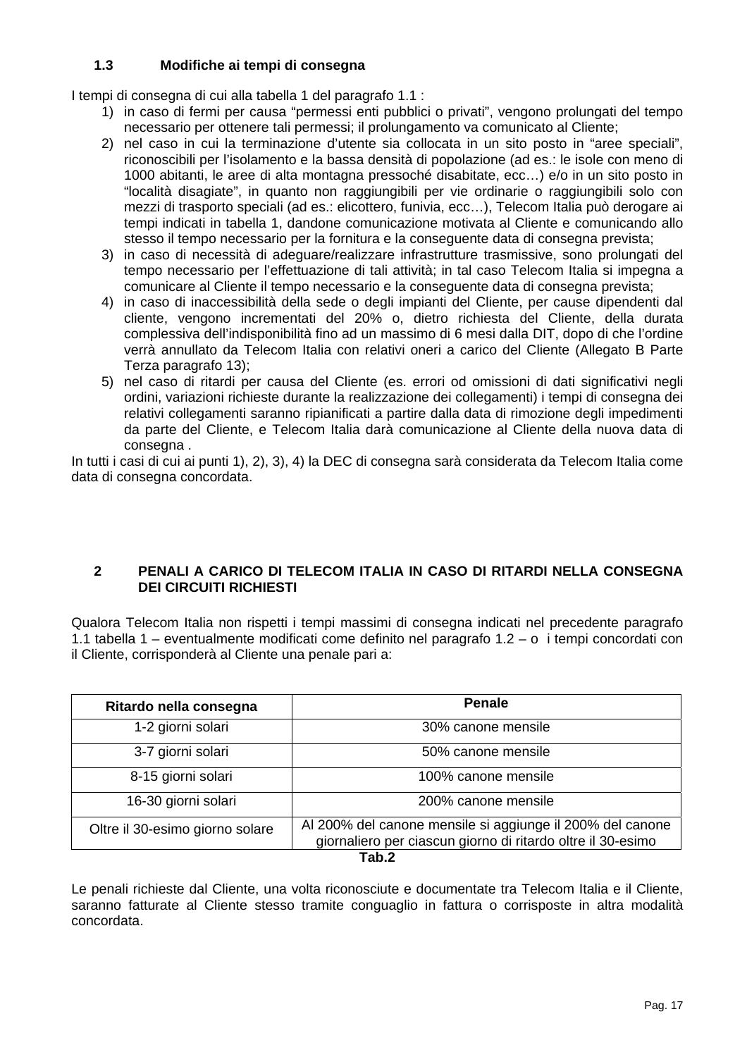### 1.3 Modifiche ai tempi di consegna

I tempi di consegna di cui alla tabella 1 del paragrafo 1.1 :

1) in caso di fermi per causa "permessi enti pubblici o privati", vengono prolungati del tempo necessario per ottenere tali permessi; il prolungamento va comunicato al Cliente;
2) nel caso in cui la terminazione d'utente sia collocata in un sito posto in "aree speciali", riconoscibili per l'isolamento e la bassa densità di popolazione (ad es.: le isole con meno di 1000 abitanti, le aree di alta montagna pressoché disabitate, ecc…) e/o in un sito posto in "località disagiate", in quanto non raggiungibili per vie ordinarie o raggiungibili solo con mezzi di trasporto speciali (ad es.: elicottero, funivia, ecc…), Telecom Italia può derogare ai tempi indicati in tabella 1, dandone comunicazione motivata al Cliente e comunicando allo stesso il tempo necessario per la fornitura e la conseguente data di consegna prevista;
3) in caso di necessità di adeguare/realizzare infrastrutture trasmissive, sono prolungati del tempo necessario per l'effettuazione di tali attività; in tal caso Telecom Italia si impegna a comunicare al Cliente il tempo necessario e la conseguente data di consegna prevista;
4) in caso di inaccessibilità della sede o degli impianti del Cliente, per cause dipendenti dal cliente, vengono incrementati del 20% o, dietro richiesta del Cliente, della durata complessiva dell'indisponibilità fino ad un massimo di 6 mesi dalla DIT, dopo di che l'ordine verrà annullato da Telecom Italia con relativi oneri a carico del Cliente (Allegato B Parte Terza paragrafo 13);
5) nel caso di ritardi per causa del Cliente (es. errori od omissioni di dati significativi negli ordini, variazioni richieste durante la realizzazione dei collegamenti) i tempi di consegna dei relativi collegamenti saranno ripianificati a partire dalla data di rimozione degli impedimenti da parte del Cliente, e Telecom Italia darà comunicazione al Cliente della nuova data di consegna .

In tutti i casi di cui ai punti 1), 2), 3), 4) la DEC di consegna sarà considerata da Telecom Italia come data di consegna concordata.

## 2 PENALI A CARICO DI TELECOM ITALIA IN CASO DI RITARDI NELLA CONSEGNA DEI CIRCUITI RICHIESTI

Qualora Telecom Italia non rispetti i tempi massimi di consegna indicati nel precedente paragrafo 1.1 tabella 1 – eventualmente modificati come definito nel paragrafo 1.2 – o i tempi concordati con il Cliente, corrisponderà al Cliente una penale pari a:

| Ritardo nella consegna | Penale |
|---|---|
| 1-2 giorni solari | 30% canone mensile |
| 3-7 giorni solari | 50% canone mensile |
| 8-15 giorni solari | 100% canone mensile |
| 16-30 giorni solari | 200% canone mensile |
| Oltre il 30-esimo giorno solare | Al 200% del canone mensile si aggiunge il 200% del canone giornaliero per ciascun giorno di ritardo oltre il 30-esimo |

**Tab.2**

Le penali richieste dal Cliente, una volta riconosciute e documentate tra Telecom Italia e il Cliente, saranno fatturate al Cliente stesso tramite conguaglio in fattura o corrisposte in altra modalità concordata.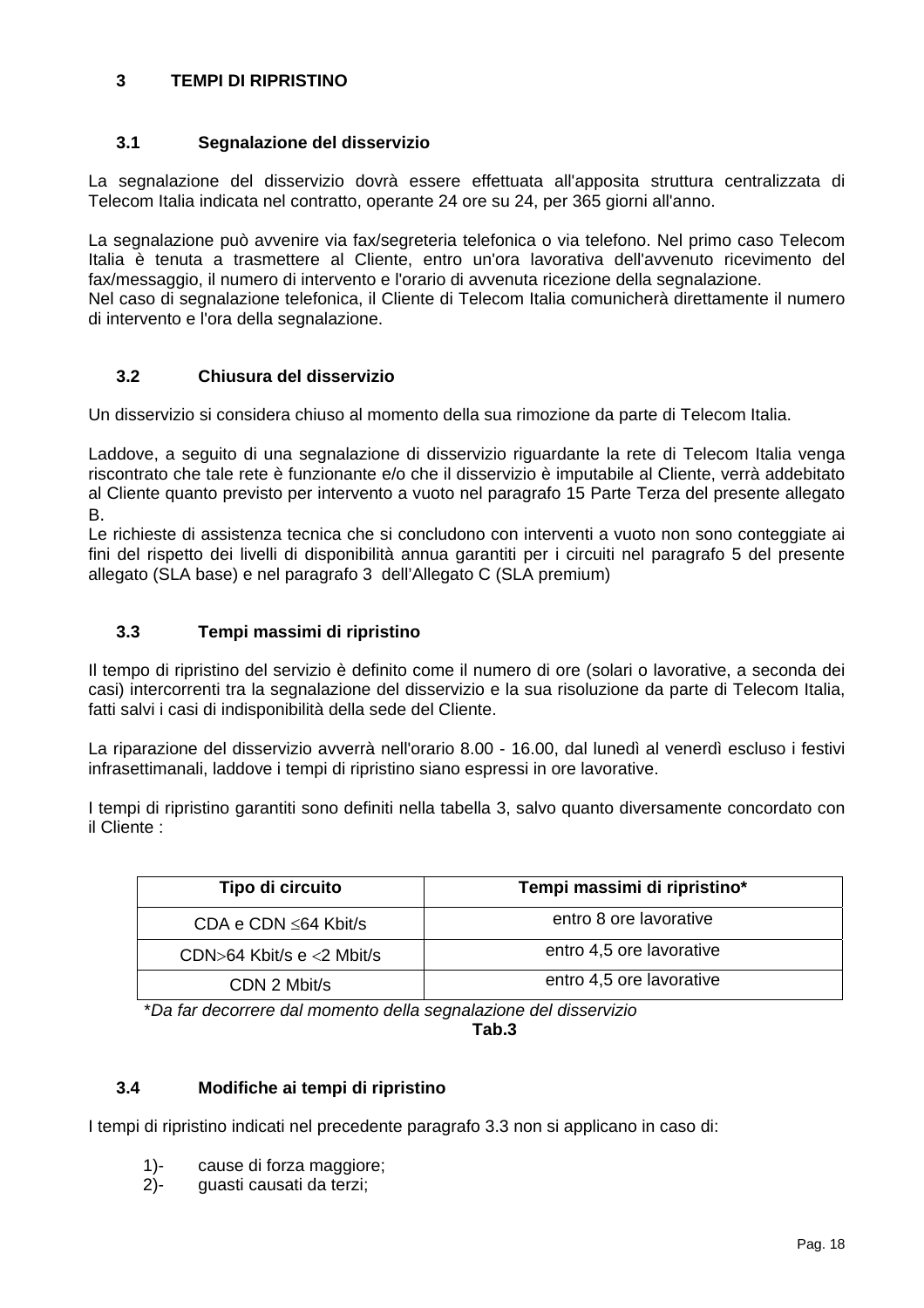# 3 TEMPI DI RIPRISTINO

## 3.1 Segnalazione del disservizio

La segnalazione del disservizio dovrà essere effettuata all'apposita struttura centralizzata di Telecom Italia indicata nel contratto, operante 24 ore su 24, per 365 giorni all'anno.

La segnalazione può avvenire via fax/segreteria telefonica o via telefono. Nel primo caso Telecom Italia è tenuta a trasmettere al Cliente, entro un'ora lavorativa dell'avvenuto ricevimento del fax/messaggio, il numero di intervento e l'orario di avvenuta ricezione della segnalazione.
Nel caso di segnalazione telefonica, il Cliente di Telecom Italia comunicherà direttamente il numero di intervento e l'ora della segnalazione.

## 3.2 Chiusura del disservizio

Un disservizio si considera chiuso al momento della sua rimozione da parte di Telecom Italia.

Laddove, a seguito di una segnalazione di disservizio riguardante la rete di Telecom Italia venga riscontrato che tale rete è funzionante e/o che il disservizio è imputabile al Cliente, verrà addebitato al Cliente quanto previsto per intervento a vuoto nel paragrafo 15 Parte Terza del presente allegato B.
Le richieste di assistenza tecnica che si concludono con interventi a vuoto non sono conteggiate ai fini del rispetto dei livelli di disponibilità annua garantiti per i circuiti nel paragrafo 5 del presente allegato (SLA base) e nel paragrafo 3 dell'Allegato C (SLA premium)

## 3.3 Tempi massimi di ripristino

Il tempo di ripristino del servizio è definito come il numero di ore (solari o lavorative, a seconda dei casi) intercorrenti tra la segnalazione del disservizio e la sua risoluzione da parte di Telecom Italia, fatti salvi i casi di indisponibilità della sede del Cliente.

La riparazione del disservizio avverrà nell'orario 8.00 - 16.00, dal lunedì al venerdì escluso i festivi infrasettimanali, laddove i tempi di ripristino siano espressi in ore lavorative.

I tempi di ripristino garantiti sono definiti nella tabella 3, salvo quanto diversamente concordato con il Cliente :

| Tipo di circuito | Tempi massimi di ripristino* |
|---|---|
| CDA e CDN ≤64 Kbit/s | entro 8 ore lavorative |
| CDN>64 Kbit/s e <2 Mbit/s | entro 4,5 ore lavorative |
| CDN 2 Mbit/s | entro 4,5 ore lavorative |

*\*Da far decorrere dal momento della segnalazione del disservizio*

**Tab.3**

## 3.4 Modifiche ai tempi di ripristino

I tempi di ripristino indicati nel precedente paragrafo 3.3 non si applicano in caso di:

1)- cause di forza maggiore;
2)- guasti causati da terzi;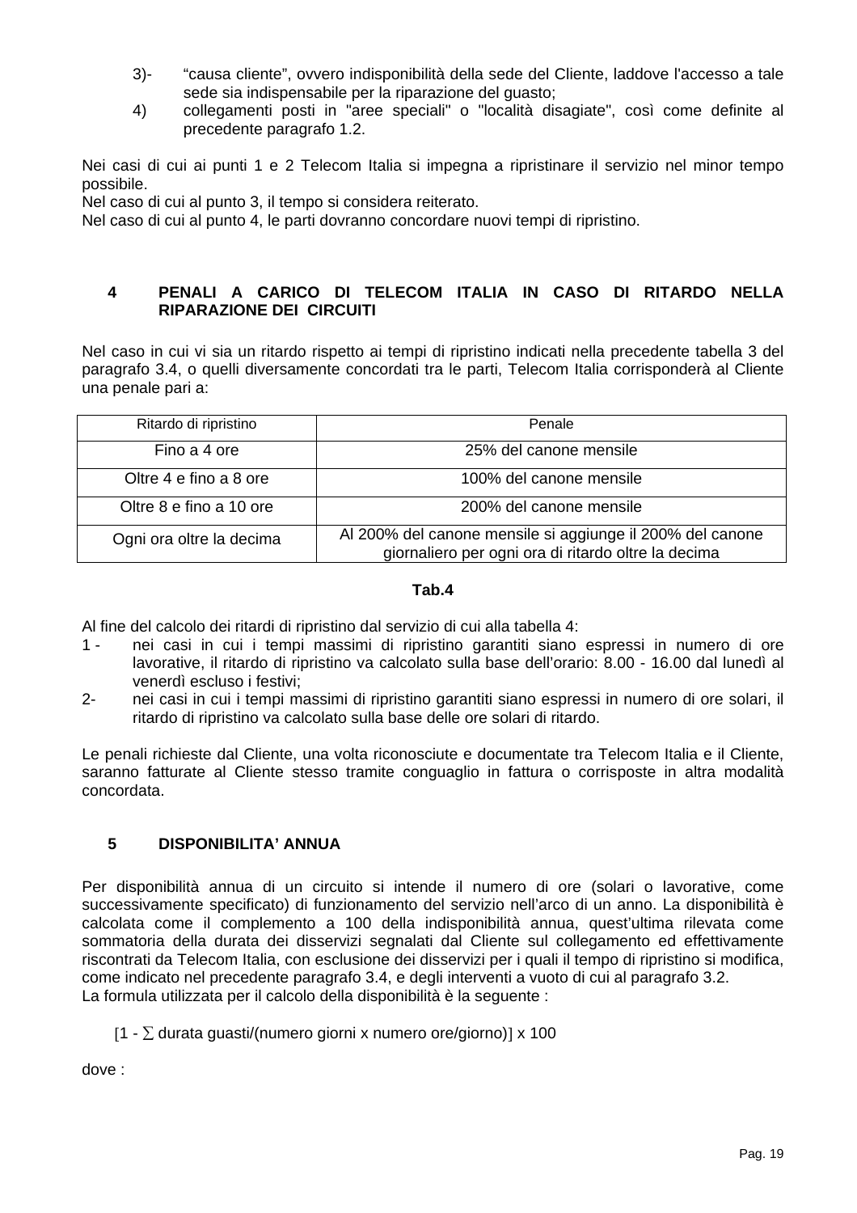3)- “causa cliente”, ovvero indisponibilità della sede del Cliente, laddove l'accesso a tale sede sia indispensabile per la riparazione del guasto;

4) collegamenti posti in "aree speciali" o "località disagiate", così come definite al precedente paragrafo 1.2.

Nei casi di cui ai punti 1 e 2 Telecom Italia si impegna a ripristinare il servizio nel minor tempo possibile.
Nel caso di cui al punto 3, il tempo si considera reiterato.
Nel caso di cui al punto 4, le parti dovranno concordare nuovi tempi di ripristino.

## 4 PENALI A CARICO DI TELECOM ITALIA IN CASO DI RITARDO NELLA RIPARAZIONE DEI CIRCUITI

Nel caso in cui vi sia un ritardo rispetto ai tempi di ripristino indicati nella precedente tabella 3 del paragrafo 3.4, o quelli diversamente concordati tra le parti, Telecom Italia corrisponderà al Cliente una penale pari a:

| Ritardo di ripristino | Penale |
|---|---|
| Fino a 4 ore | 25% del canone mensile |
| Oltre 4 e fino a 8 ore | 100% del canone mensile |
| Oltre 8 e fino a 10 ore | 200% del canone mensile |
| Ogni ora oltre la decima | Al 200% del canone mensile si aggiunge il 200% del canone giornaliero per ogni ora di ritardo oltre la decima |

**Tab.4**

Al fine del calcolo dei ritardi di ripristino dal servizio di cui alla tabella 4:

1 - nei casi in cui i tempi massimi di ripristino garantiti siano espressi in numero di ore lavorative, il ritardo di ripristino va calcolato sulla base dell’orario: 8.00 - 16.00 dal lunedì al venerdì escluso i festivi;

2- nei casi in cui i tempi massimi di ripristino garantiti siano espressi in numero di ore solari, il ritardo di ripristino va calcolato sulla base delle ore solari di ritardo.

Le penali richieste dal Cliente, una volta riconosciute e documentate tra Telecom Italia e il Cliente, saranno fatturate al Cliente stesso tramite conguaglio in fattura o corrisposte in altra modalità concordata.

## 5 DISPONIBILITA’ ANNUA

Per disponibilità annua di un circuito si intende il numero di ore (solari o lavorative, come successivamente specificato) di funzionamento del servizio nell’arco di un anno. La disponibilità è calcolata come il complemento a 100 della indisponibilità annua, quest’ultima rilevata come sommatoria della durata dei disservizi segnalati dal Cliente sul collegamento ed effettivamente riscontrati da Telecom Italia, con esclusione dei disservizi per i quali il tempo di ripristino si modifica, come indicato nel precedente paragrafo 3.4, e degli interventi a vuoto di cui al paragrafo 3.2.
La formula utilizzata per il calcolo della disponibilità è la seguente :

$$[1 - \sum \text{durata guasti}/(\text{numero giorni} \times \text{numero ore/giorno})] \times 100$$

dove :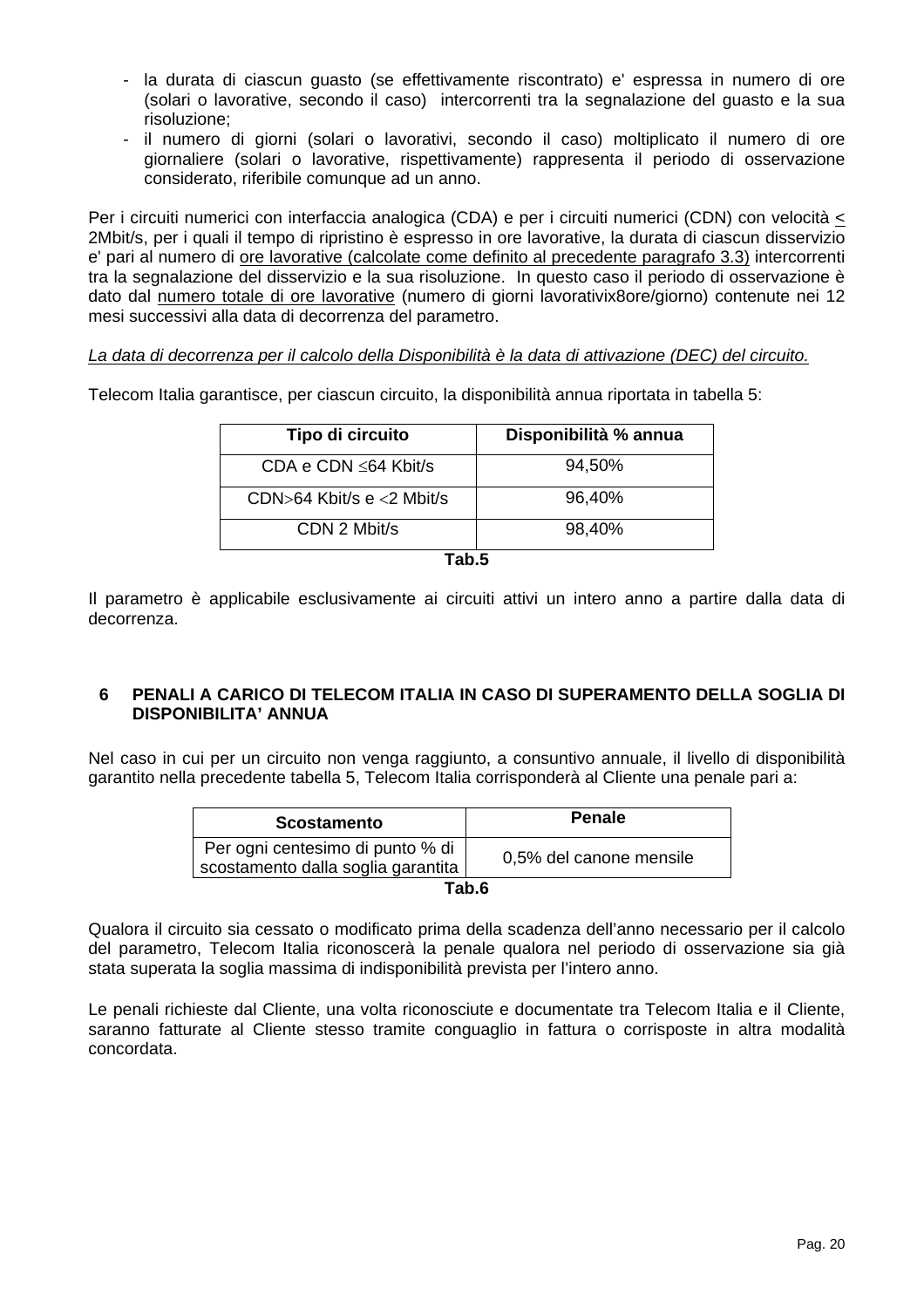- la durata di ciascun guasto (se effettivamente riscontrato) e' espressa in numero di ore (solari o lavorative, secondo il caso) intercorrenti tra la segnalazione del guasto e la sua risoluzione;
- il numero di giorni (solari o lavorativi, secondo il caso) moltiplicato il numero di ore giornaliere (solari o lavorative, rispettivamente) rappresenta il periodo di osservazione considerato, riferibile comunque ad un anno.

Per i circuiti numerici con interfaccia analogica (CDA) e per i circuiti numerici (CDN) con velocità ≤ 2Mbit/s, per i quali il tempo di ripristino è espresso in ore lavorative, la durata di ciascun disservizio e' pari al numero di ore lavorative (calcolate come definito al precedente paragrafo 3.3) intercorrenti tra la segnalazione del disservizio e la sua risoluzione. In questo caso il periodo di osservazione è dato dal numero totale di ore lavorative (numero di giorni lavorativix8ore/giorno) contenute nei 12 mesi successivi alla data di decorrenza del parametro.

*La data di decorrenza per il calcolo della Disponibilità è la data di attivazione (DEC) del circuito.*

Telecom Italia garantisce, per ciascun circuito, la disponibilità annua riportata in tabella 5:

| Tipo di circuito | Disponibilità % annua |
|---|---|
| CDA e CDN ≤64 Kbit/s | 94,50% |
| CDN>64 Kbit/s e <2 Mbit/s | 96,40% |
| CDN 2 Mbit/s | 98,40% |

**Tab.5**

Il parametro è applicabile esclusivamente ai circuiti attivi un intero anno a partire dalla data di decorrenza.

## 6 PENALI A CARICO DI TELECOM ITALIA IN CASO DI SUPERAMENTO DELLA SOGLIA DI DISPONIBILITA' ANNUA

Nel caso in cui per un circuito non venga raggiunto, a consuntivo annuale, il livello di disponibilità garantito nella precedente tabella 5, Telecom Italia corrisponderà al Cliente una penale pari a:

| Scostamento | Penale |
|---|---|
| Per ogni centesimo di punto % di scostamento dalla soglia garantita | 0,5% del canone mensile |

**Tab.6**

Qualora il circuito sia cessato o modificato prima della scadenza dell'anno necessario per il calcolo del parametro, Telecom Italia riconoscerà la penale qualora nel periodo di osservazione sia già stata superata la soglia massima di indisponibilità prevista per l'intero anno.

Le penali richieste dal Cliente, una volta riconosciute e documentate tra Telecom Italia e il Cliente, saranno fatturate al Cliente stesso tramite conguaglio in fattura o corrisposte in altra modalità concordata.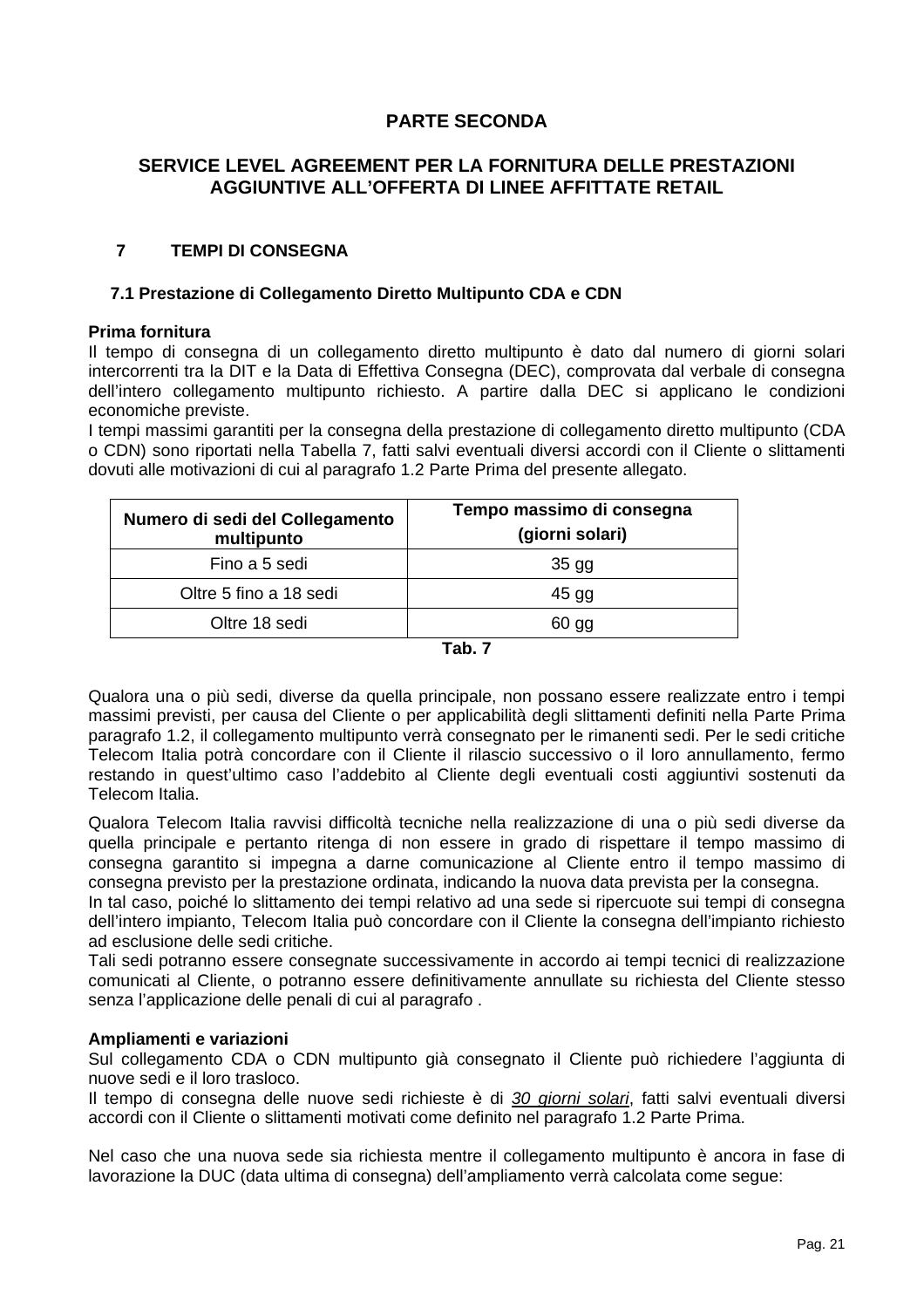# PARTE SECONDA

# SERVICE LEVEL AGREEMENT PER LA FORNITURA DELLE PRESTAZIONI AGGIUNTIVE ALL'OFFERTA DI LINEE AFFITTATE RETAIL

## 7 TEMPI DI CONSEGNA

### 7.1 Prestazione di Collegamento Diretto Multipunto CDA e CDN

**Prima fornitura**

Il tempo di consegna di un collegamento diretto multipunto è dato dal numero di giorni solari intercorrenti tra la DIT e la Data di Effettiva Consegna (DEC), comprovata dal verbale di consegna dell'intero collegamento multipunto richiesto. A partire dalla DEC si applicano le condizioni economiche previste.

I tempi massimi garantiti per la consegna della prestazione di collegamento diretto multipunto (CDA o CDN) sono riportati nella Tabella 7, fatti salvi eventuali diversi accordi con il Cliente o slittamenti dovuti alle motivazioni di cui al paragrafo 1.2 Parte Prima del presente allegato.

| Numero di sedi del Collegamento multipunto | Tempo massimo di consegna (giorni solari) |
|---|---|
| Fino a 5 sedi | 35 gg |
| Oltre 5 fino a 18 sedi | 45 gg |
| Oltre 18 sedi | 60 gg |

**Tab. 7**

Qualora una o più sedi, diverse da quella principale, non possano essere realizzate entro i tempi massimi previsti, per causa del Cliente o per applicabilità degli slittamenti definiti nella Parte Prima paragrafo 1.2, il collegamento multipunto verrà consegnato per le rimanenti sedi. Per le sedi critiche Telecom Italia potrà concordare con il Cliente il rilascio successivo o il loro annullamento, fermo restando in quest'ultimo caso l'addebito al Cliente degli eventuali costi aggiuntivi sostenuti da Telecom Italia.

Qualora Telecom Italia ravvisi difficoltà tecniche nella realizzazione di una o più sedi diverse da quella principale e pertanto ritenga di non essere in grado di rispettare il tempo massimo di consegna garantito si impegna a darne comunicazione al Cliente entro il tempo massimo di consegna previsto per la prestazione ordinata, indicando la nuova data prevista per la consegna.

In tal caso, poiché lo slittamento dei tempi relativo ad una sede si ripercuote sui tempi di consegna dell'intero impianto, Telecom Italia può concordare con il Cliente la consegna dell'impianto richiesto ad esclusione delle sedi critiche.

Tali sedi potranno essere consegnate successivamente in accordo ai tempi tecnici di realizzazione comunicati al Cliente, o potranno essere definitivamente annullate su richiesta del Cliente stesso senza l'applicazione delle penali di cui al paragrafo .

**Ampliamenti e variazioni**

Sul collegamento CDA o CDN multipunto già consegnato il Cliente può richiedere l'aggiunta di nuove sedi e il loro trasloco.

Il tempo di consegna delle nuove sedi richieste è di *30 giorni solari*, fatti salvi eventuali diversi accordi con il Cliente o slittamenti motivati come definito nel paragrafo 1.2 Parte Prima.

Nel caso che una nuova sede sia richiesta mentre il collegamento multipunto è ancora in fase di lavorazione la DUC (data ultima di consegna) dell'ampliamento verrà calcolata come segue: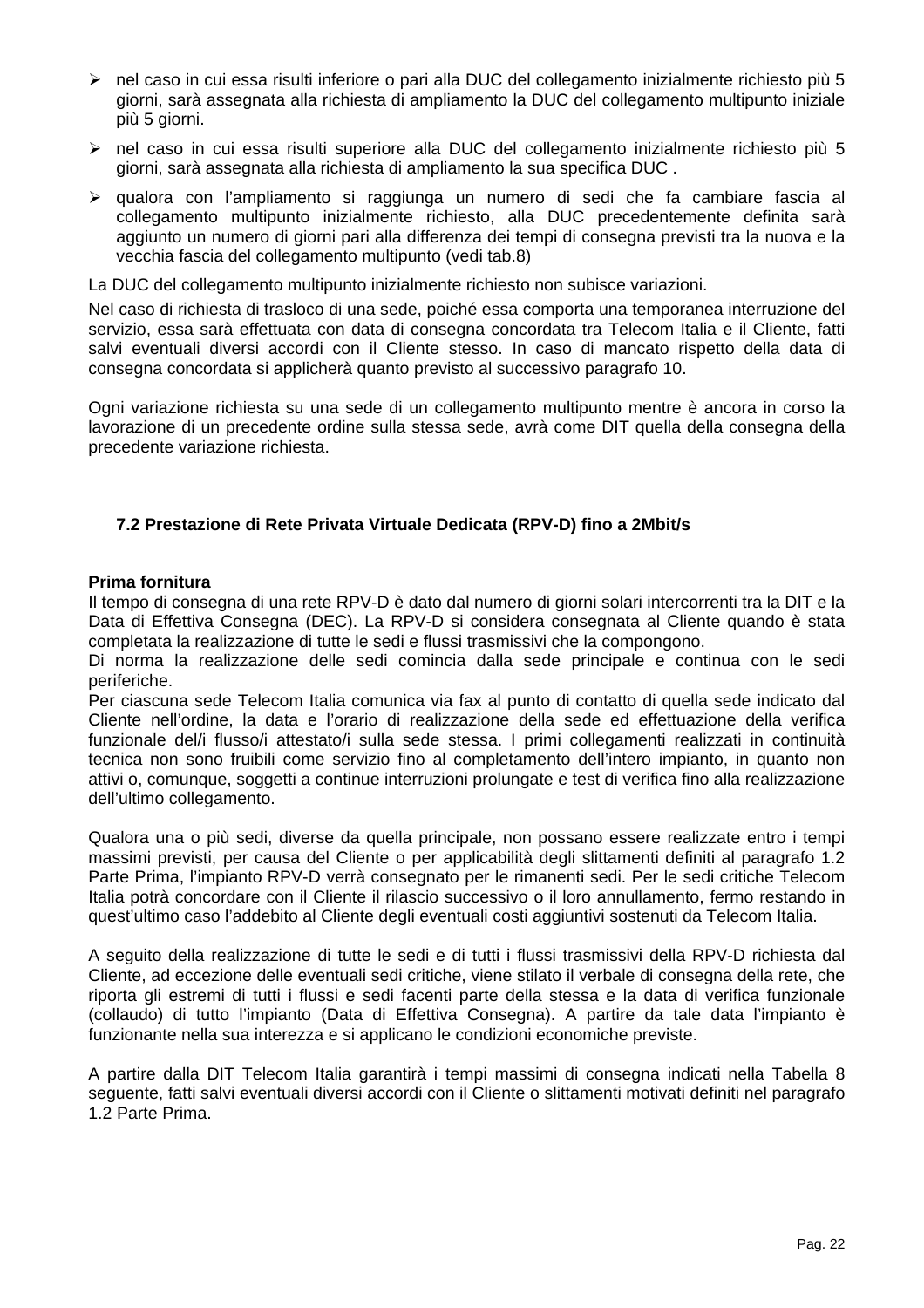- nel caso in cui essa risulti inferiore o pari alla DUC del collegamento inizialmente richiesto più 5 giorni, sarà assegnata alla richiesta di ampliamento la DUC del collegamento multipunto iniziale più 5 giorni.
- nel caso in cui essa risulti superiore alla DUC del collegamento inizialmente richiesto più 5 giorni, sarà assegnata alla richiesta di ampliamento la sua specifica DUC .
- qualora con l'ampliamento si raggiunga un numero di sedi che fa cambiare fascia al collegamento multipunto inizialmente richiesto, alla DUC precedentemente definita sarà aggiunto un numero di giorni pari alla differenza dei tempi di consegna previsti tra la nuova e la vecchia fascia del collegamento multipunto (vedi tab.8)

La DUC del collegamento multipunto inizialmente richiesto non subisce variazioni.

Nel caso di richiesta di trasloco di una sede, poiché essa comporta una temporanea interruzione del servizio, essa sarà effettuata con data di consegna concordata tra Telecom Italia e il Cliente, fatti salvi eventuali diversi accordi con il Cliente stesso. In caso di mancato rispetto della data di consegna concordata si applicherà quanto previsto al successivo paragrafo 10.

Ogni variazione richiesta su una sede di un collegamento multipunto mentre è ancora in corso la lavorazione di un precedente ordine sulla stessa sede, avrà come DIT quella della consegna della precedente variazione richiesta.

### 7.2 Prestazione di Rete Privata Virtuale Dedicata (RPV-D) fino a 2Mbit/s

**Prima fornitura**

Il tempo di consegna di una rete RPV-D è dato dal numero di giorni solari intercorrenti tra la DIT e la Data di Effettiva Consegna (DEC). La RPV-D si considera consegnata al Cliente quando è stata completata la realizzazione di tutte le sedi e flussi trasmissivi che la compongono.

Di norma la realizzazione delle sedi comincia dalla sede principale e continua con le sedi periferiche.

Per ciascuna sede Telecom Italia comunica via fax al punto di contatto di quella sede indicato dal Cliente nell'ordine, la data e l'orario di realizzazione della sede ed effettuazione della verifica funzionale del/i flusso/i attestato/i sulla sede stessa. I primi collegamenti realizzati in continuità tecnica non sono fruibili come servizio fino al completamento dell'intero impianto, in quanto non attivi o, comunque, soggetti a continue interruzioni prolungate e test di verifica fino alla realizzazione dell'ultimo collegamento.

Qualora una o più sedi, diverse da quella principale, non possano essere realizzate entro i tempi massimi previsti, per causa del Cliente o per applicabilità degli slittamenti definiti al paragrafo 1.2 Parte Prima, l'impianto RPV-D verrà consegnato per le rimanenti sedi. Per le sedi critiche Telecom Italia potrà concordare con il Cliente il rilascio successivo o il loro annullamento, fermo restando in quest'ultimo caso l'addebito al Cliente degli eventuali costi aggiuntivi sostenuti da Telecom Italia.

A seguito della realizzazione di tutte le sedi e di tutti i flussi trasmissivi della RPV-D richiesta dal Cliente, ad eccezione delle eventuali sedi critiche, viene stilato il verbale di consegna della rete, che riporta gli estremi di tutti i flussi e sedi facenti parte della stessa e la data di verifica funzionale (collaudo) di tutto l'impianto (Data di Effettiva Consegna). A partire da tale data l'impianto è funzionante nella sua interezza e si applicano le condizioni economiche previste.

A partire dalla DIT Telecom Italia garantirà i tempi massimi di consegna indicati nella Tabella 8 seguente, fatti salvi eventuali diversi accordi con il Cliente o slittamenti motivati definiti nel paragrafo 1.2 Parte Prima.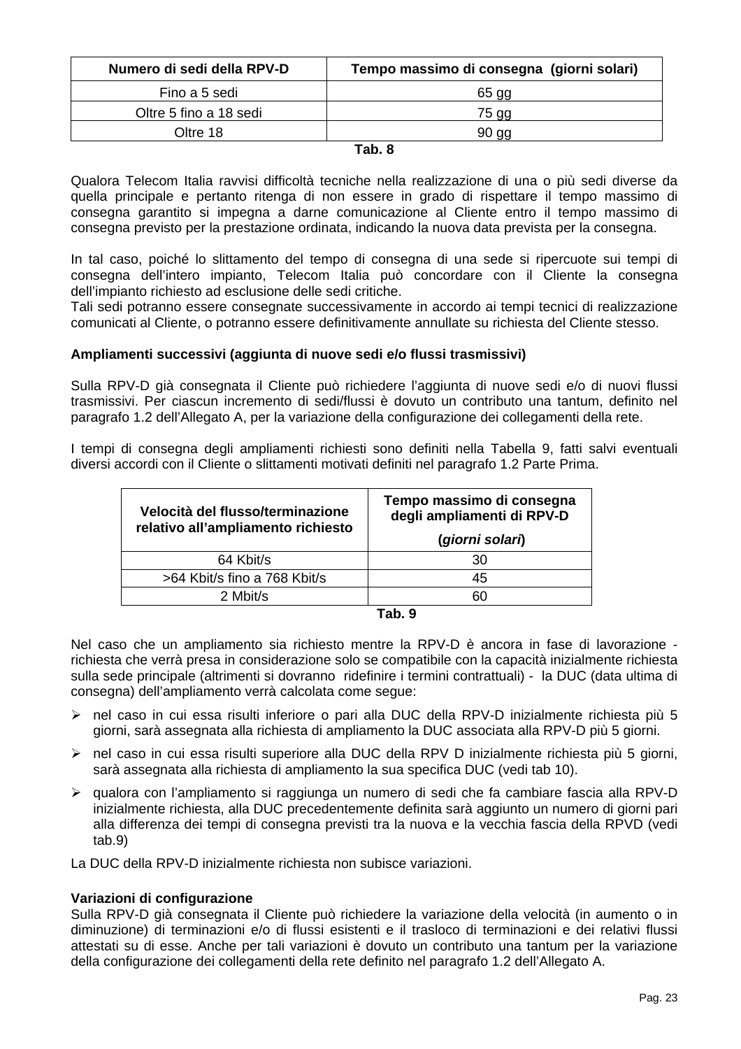| Numero di sedi della RPV-D | Tempo massimo di consegna (giorni solari) |
| --- | --- |
| Fino a 5 sedi | 65 gg |
| Oltre 5 fino a 18 sedi | 75 gg |
| Oltre 18 | 90 gg |

**Tab. 8**

Qualora Telecom Italia ravvisi difficoltà tecniche nella realizzazione di una o più sedi diverse da quella principale e pertanto ritenga di non essere in grado di rispettare il tempo massimo di consegna garantito si impegna a darne comunicazione al Cliente entro il tempo massimo di consegna previsto per la prestazione ordinata, indicando la nuova data prevista per la consegna.

In tal caso, poiché lo slittamento del tempo di consegna di una sede si ripercuote sui tempi di consegna dell'intero impianto, Telecom Italia può concordare con il Cliente la consegna dell'impianto richiesto ad esclusione delle sedi critiche.
Tali sedi potranno essere consegnate successivamente in accordo ai tempi tecnici di realizzazione comunicati al Cliente, o potranno essere definitivamente annullate su richiesta del Cliente stesso.

**Ampliamenti successivi (aggiunta di nuove sedi e/o flussi trasmissivi)**

Sulla RPV-D già consegnata il Cliente può richiedere l'aggiunta di nuove sedi e/o di nuovi flussi trasmissivi. Per ciascun incremento di sedi/flussi è dovuto un contributo una tantum, definito nel paragrafo 1.2 dell'Allegato A, per la variazione della configurazione dei collegamenti della rete.

I tempi di consegna degli ampliamenti richiesti sono definiti nella Tabella 9, fatti salvi eventuali diversi accordi con il Cliente o slittamenti motivati definiti nel paragrafo 1.2 Parte Prima.

| Velocità del flusso/terminazione relativo all'ampliamento richiesto | Tempo massimo di consegna degli ampliamenti di RPV-D (*giorni solari*) |
| --- | --- |
| 64 Kbit/s | 30 |
| >64 Kbit/s fino a 768 Kbit/s | 45 |
| 2 Mbit/s | 60 |

**Tab. 9**

Nel caso che un ampliamento sia richiesto mentre la RPV-D è ancora in fase di lavorazione - richiesta che verrà presa in considerazione solo se compatibile con la capacità inizialmente richiesta sulla sede principale (altrimenti si dovranno ridefinire i termini contrattuali) - la DUC (data ultima di consegna) dell'ampliamento verrà calcolata come segue:

- nel caso in cui essa risulti inferiore o pari alla DUC della RPV-D inizialmente richiesta più 5 giorni, sarà assegnata alla richiesta di ampliamento la DUC associata alla RPV-D più 5 giorni.
- nel caso in cui essa risulti superiore alla DUC della RPV D inizialmente richiesta più 5 giorni, sarà assegnata alla richiesta di ampliamento la sua specifica DUC (vedi tab 10).
- qualora con l'ampliamento si raggiunga un numero di sedi che fa cambiare fascia alla RPV-D inizialmente richiesta, alla DUC precedentemente definita sarà aggiunto un numero di giorni pari alla differenza dei tempi di consegna previsti tra la nuova e la vecchia fascia della RPVD (vedi tab.9)

La DUC della RPV-D inizialmente richiesta non subisce variazioni.

**Variazioni di configurazione**
Sulla RPV-D già consegnata il Cliente può richiedere la variazione della velocità (in aumento o in diminuzione) di terminazioni e/o di flussi esistenti e il trasloco di terminazioni e dei relativi flussi attestati su di esse. Anche per tali variazioni è dovuto un contributo una tantum per la variazione della configurazione dei collegamenti della rete definito nel paragrafo 1.2 dell'Allegato A.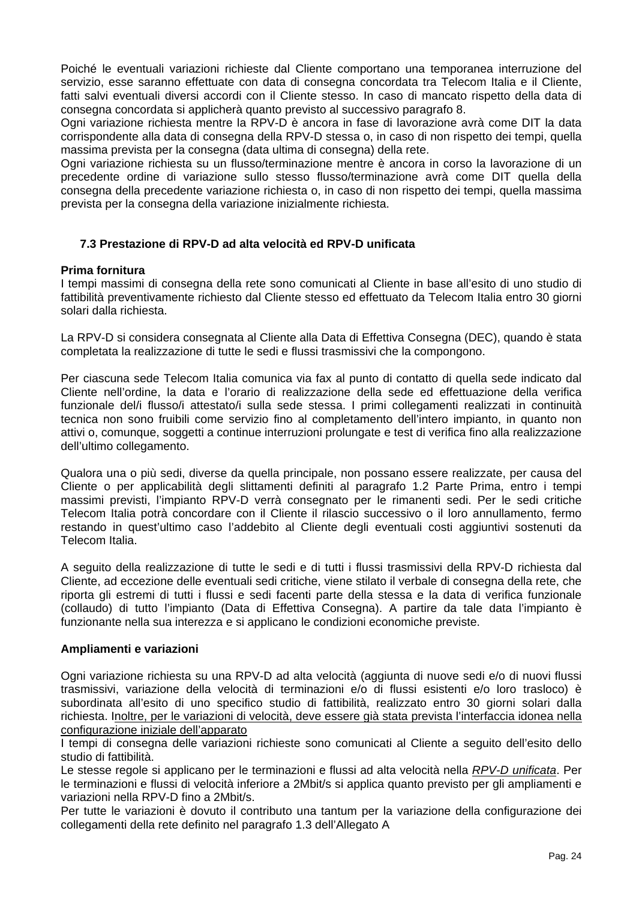Poiché le eventuali variazioni richieste dal Cliente comportano una temporanea interruzione del servizio, esse saranno effettuate con data di consegna concordata tra Telecom Italia e il Cliente, fatti salvi eventuali diversi accordi con il Cliente stesso. In caso di mancato rispetto della data di consegna concordata si applicherà quanto previsto al successivo paragrafo 8.
Ogni variazione richiesta mentre la RPV-D è ancora in fase di lavorazione avrà come DIT la data corrispondente alla data di consegna della RPV-D stessa o, in caso di non rispetto dei tempi, quella massima prevista per la consegna (data ultima di consegna) della rete.
Ogni variazione richiesta su un flusso/terminazione mentre è ancora in corso la lavorazione di un precedente ordine di variazione sullo stesso flusso/terminazione avrà come DIT quella della consegna della precedente variazione richiesta o, in caso di non rispetto dei tempi, quella massima prevista per la consegna della variazione inizialmente richiesta.

### 7.3 Prestazione di RPV-D ad alta velocità ed RPV-D unificata

**Prima fornitura**
I tempi massimi di consegna della rete sono comunicati al Cliente in base all'esito di uno studio di fattibilità preventivamente richiesto dal Cliente stesso ed effettuato da Telecom Italia entro 30 giorni solari dalla richiesta.

La RPV-D si considera consegnata al Cliente alla Data di Effettiva Consegna (DEC), quando è stata completata la realizzazione di tutte le sedi e flussi trasmissivi che la compongono.

Per ciascuna sede Telecom Italia comunica via fax al punto di contatto di quella sede indicato dal Cliente nell'ordine, la data e l'orario di realizzazione della sede ed effettuazione della verifica funzionale del/i flusso/i attestato/i sulla sede stessa. I primi collegamenti realizzati in continuità tecnica non sono fruibili come servizio fino al completamento dell'intero impianto, in quanto non attivi o, comunque, soggetti a continue interruzioni prolungate e test di verifica fino alla realizzazione dell'ultimo collegamento.

Qualora una o più sedi, diverse da quella principale, non possano essere realizzate, per causa del Cliente o per applicabilità degli slittamenti definiti al paragrafo 1.2 Parte Prima, entro i tempi massimi previsti, l'impianto RPV-D verrà consegnato per le rimanenti sedi. Per le sedi critiche Telecom Italia potrà concordare con il Cliente il rilascio successivo o il loro annullamento, fermo restando in quest'ultimo caso l'addebito al Cliente degli eventuali costi aggiuntivi sostenuti da Telecom Italia.

A seguito della realizzazione di tutte le sedi e di tutti i flussi trasmissivi della RPV-D richiesta dal Cliente, ad eccezione delle eventuali sedi critiche, viene stilato il verbale di consegna della rete, che riporta gli estremi di tutti i flussi e sedi facenti parte della stessa e la data di verifica funzionale (collaudo) di tutto l'impianto (Data di Effettiva Consegna). A partire da tale data l'impianto è funzionante nella sua interezza e si applicano le condizioni economiche previste.

**Ampliamenti e variazioni**

Ogni variazione richiesta su una RPV-D ad alta velocità (aggiunta di nuove sedi e/o di nuovi flussi trasmissivi, variazione della velocità di terminazioni e/o di flussi esistenti e/o loro trasloco) è subordinata all'esito di uno specifico studio di fattibilità, realizzato entro 30 giorni solari dalla richiesta. <u>Inoltre, per le variazioni di velocità, deve essere già stata prevista l'interfaccia idonea nella configurazione iniziale dell'apparato</u>
I tempi di consegna delle variazioni richieste sono comunicati al Cliente a seguito dell'esito dello studio di fattibilità.
Le stesse regole si applicano per le terminazioni e flussi ad alta velocità nella <u>*RPV-D unificata*</u>. Per le terminazioni e flussi di velocità inferiore a 2Mbit/s si applica quanto previsto per gli ampliamenti e variazioni nella RPV-D fino a 2Mbit/s.
Per tutte le variazioni è dovuto il contributo una tantum per la variazione della configurazione dei collegamenti della rete definito nel paragrafo 1.3 dell'Allegato A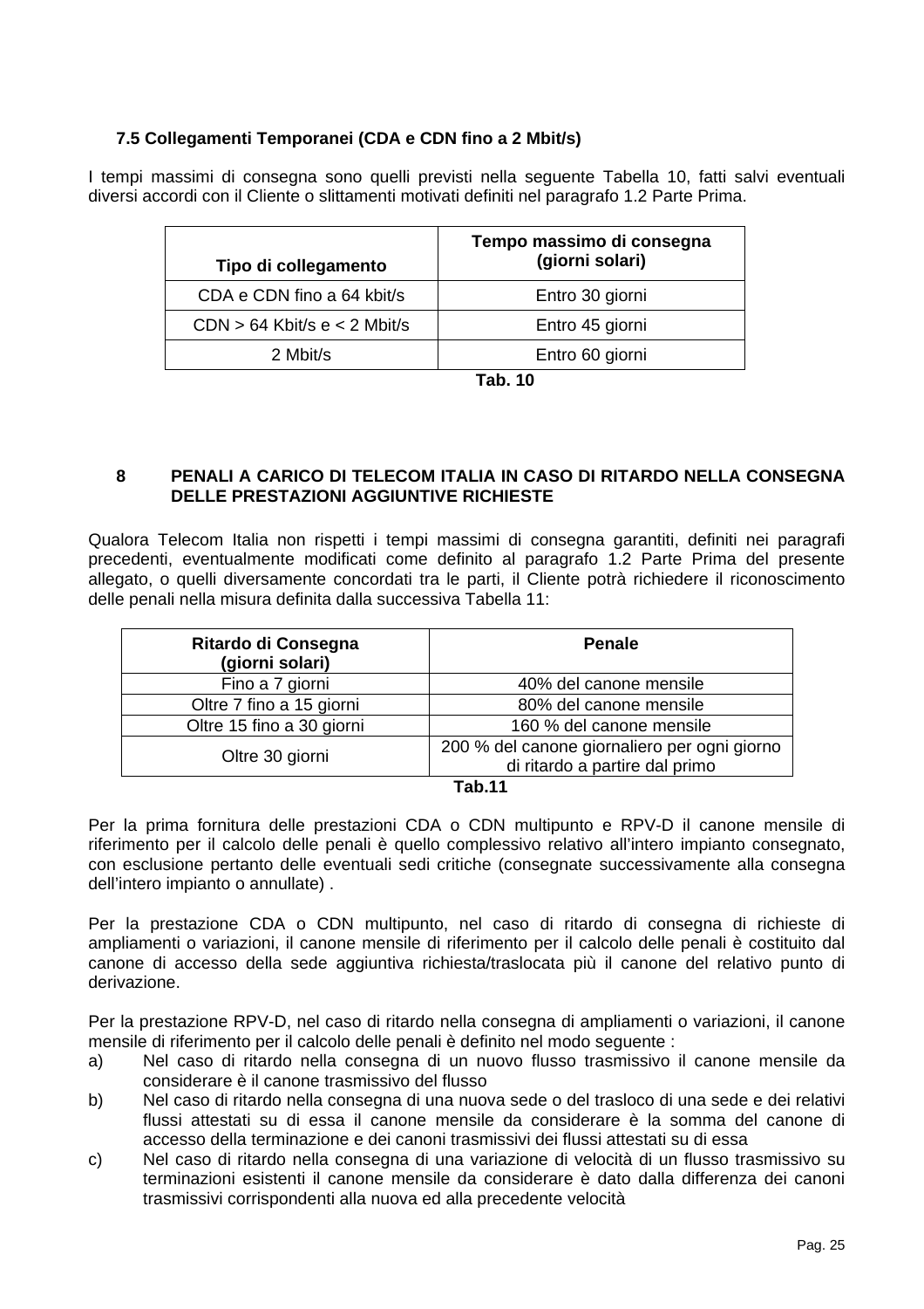### 7.5 Collegamenti Temporanei (CDA e CDN fino a 2 Mbit/s)

I tempi massimi di consegna sono quelli previsti nella seguente Tabella 10, fatti salvi eventuali diversi accordi con il Cliente o slittamenti motivati definiti nel paragrafo 1.2 Parte Prima.

| Tipo di collegamento | Tempo massimo di consegna (giorni solari) |
|---|---|
| CDA e CDN fino a 64 kbit/s | Entro 30 giorni |
| CDN > 64 Kbit/s e < 2 Mbit/s | Entro 45 giorni |
| 2 Mbit/s | Entro 60 giorni |

**Tab. 10**

## 8 PENALI A CARICO DI TELECOM ITALIA IN CASO DI RITARDO NELLA CONSEGNA DELLE PRESTAZIONI AGGIUNTIVE RICHIESTE

Qualora Telecom Italia non rispetti i tempi massimi di consegna garantiti, definiti nei paragrafi precedenti, eventualmente modificati come definito al paragrafo 1.2 Parte Prima del presente allegato, o quelli diversamente concordati tra le parti, il Cliente potrà richiedere il riconoscimento delle penali nella misura definita dalla successiva Tabella 11:

| Ritardo di Consegna (giorni solari) | Penale |
|---|---|
| Fino a 7 giorni | 40% del canone mensile |
| Oltre 7 fino a 15 giorni | 80% del canone mensile |
| Oltre 15 fino a 30 giorni | 160 % del canone mensile |
| Oltre 30 giorni | 200 % del canone giornaliero per ogni giorno di ritardo a partire dal primo |

**Tab.11**

Per la prima fornitura delle prestazioni CDA o CDN multipunto e RPV-D il canone mensile di riferimento per il calcolo delle penali è quello complessivo relativo all'intero impianto consegnato, con esclusione pertanto delle eventuali sedi critiche (consegnate successivamente alla consegna dell'intero impianto o annullate) .

Per la prestazione CDA o CDN multipunto, nel caso di ritardo di consegna di richieste di ampliamenti o variazioni, il canone mensile di riferimento per il calcolo delle penali è costituito dal canone di accesso della sede aggiuntiva richiesta/traslocata più il canone del relativo punto di derivazione.

Per la prestazione RPV-D, nel caso di ritardo nella consegna di ampliamenti o variazioni, il canone mensile di riferimento per il calcolo delle penali è definito nel modo seguente :

a) Nel caso di ritardo nella consegna di un nuovo flusso trasmissivo il canone mensile da considerare è il canone trasmissivo del flusso
b) Nel caso di ritardo nella consegna di una nuova sede o del trasloco di una sede e dei relativi flussi attestati su di essa il canone mensile da considerare è la somma del canone di accesso della terminazione e dei canoni trasmissivi dei flussi attestati su di essa
c) Nel caso di ritardo nella consegna di una variazione di velocità di un flusso trasmissivo su terminazioni esistenti il canone mensile da considerare è dato dalla differenza dei canoni trasmissivi corrispondenti alla nuova ed alla precedente velocità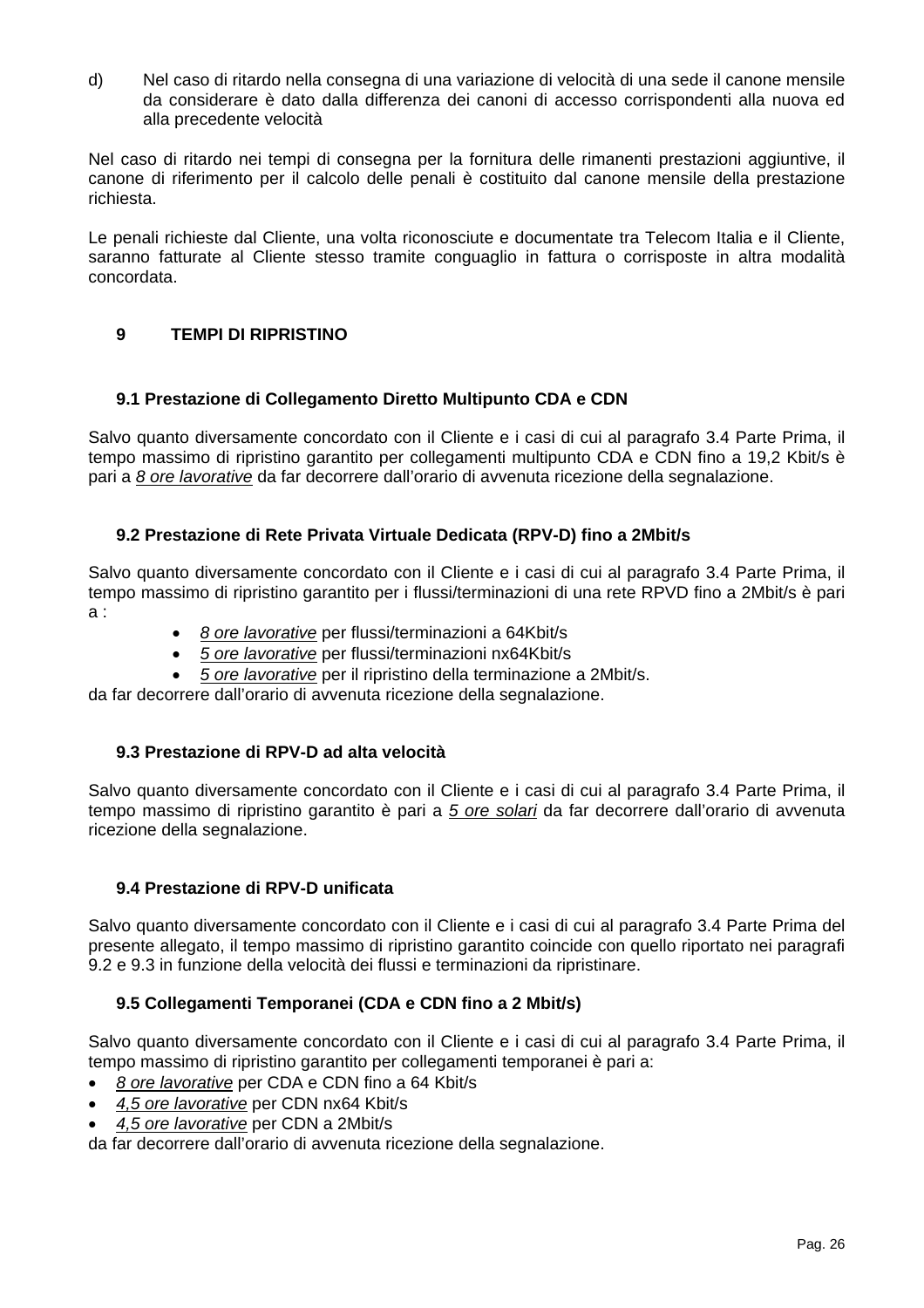d) Nel caso di ritardo nella consegna di una variazione di velocità di una sede il canone mensile da considerare è dato dalla differenza dei canoni di accesso corrispondenti alla nuova ed alla precedente velocità

Nel caso di ritardo nei tempi di consegna per la fornitura delle rimanenti prestazioni aggiuntive, il canone di riferimento per il calcolo delle penali è costituito dal canone mensile della prestazione richiesta.

Le penali richieste dal Cliente, una volta riconosciute e documentate tra Telecom Italia e il Cliente, saranno fatturate al Cliente stesso tramite conguaglio in fattura o corrisposte in altra modalità concordata.

## 9 TEMPI DI RIPRISTINO

### 9.1 Prestazione di Collegamento Diretto Multipunto CDA e CDN

Salvo quanto diversamente concordato con il Cliente e i casi di cui al paragrafo 3.4 Parte Prima, il tempo massimo di ripristino garantito per collegamenti multipunto CDA e CDN fino a 19,2 Kbit/s è pari a _8 ore lavorative_ da far decorrere dall'orario di avvenuta ricezione della segnalazione.

### 9.2 Prestazione di Rete Privata Virtuale Dedicata (RPV-D) fino a 2Mbit/s

Salvo quanto diversamente concordato con il Cliente e i casi di cui al paragrafo 3.4 Parte Prima, il tempo massimo di ripristino garantito per i flussi/terminazioni di una rete RPVD fino a 2Mbit/s è pari a :

- _8 ore lavorative_ per flussi/terminazioni a 64Kbit/s
- _5 ore lavorative_ per flussi/terminazioni nx64Kbit/s
- _5 ore lavorative_ per il ripristino della terminazione a 2Mbit/s.

da far decorrere dall'orario di avvenuta ricezione della segnalazione.

### 9.3 Prestazione di RPV-D ad alta velocità

Salvo quanto diversamente concordato con il Cliente e i casi di cui al paragrafo 3.4 Parte Prima, il tempo massimo di ripristino garantito è pari a _5 ore solari_ da far decorrere dall'orario di avvenuta ricezione della segnalazione.

### 9.4 Prestazione di RPV-D unificata

Salvo quanto diversamente concordato con il Cliente e i casi di cui al paragrafo 3.4 Parte Prima del presente allegato, il tempo massimo di ripristino garantito coincide con quello riportato nei paragrafi 9.2 e 9.3 in funzione della velocità dei flussi e terminazioni da ripristinare.

### 9.5 Collegamenti Temporanei (CDA e CDN fino a 2 Mbit/s)

Salvo quanto diversamente concordato con il Cliente e i casi di cui al paragrafo 3.4 Parte Prima, il tempo massimo di ripristino garantito per collegamenti temporanei è pari a:

- _8 ore lavorative_ per CDA e CDN fino a 64 Kbit/s
- _4,5 ore lavorative_ per CDN nx64 Kbit/s
- _4,5 ore lavorative_ per CDN a 2Mbit/s

da far decorrere dall'orario di avvenuta ricezione della segnalazione.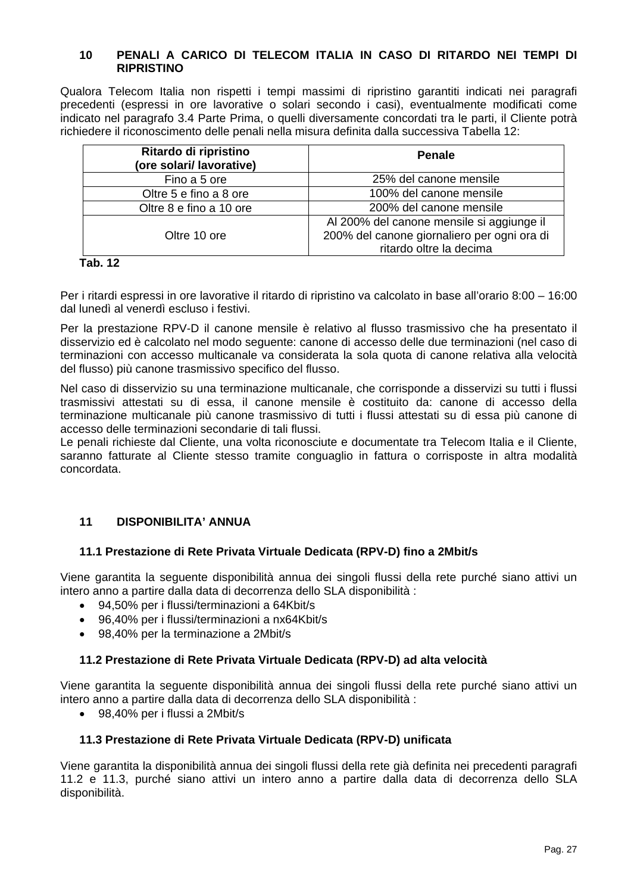## 10 PENALI A CARICO DI TELECOM ITALIA IN CASO DI RITARDO NEI TEMPI DI RIPRISTINO

Qualora Telecom Italia non rispetti i tempi massimi di ripristino garantiti indicati nei paragrafi precedenti (espressi in ore lavorative o solari secondo i casi), eventualmente modificati come indicato nel paragrafo 3.4 Parte Prima, o quelli diversamente concordati tra le parti, il Cliente potrà richiedere il riconoscimento delle penali nella misura definita dalla successiva Tabella 12:

| Ritardo di ripristino (ore solari/ lavorative) | Penale |
|---|---|
| Fino a 5 ore | 25% del canone mensile |
| Oltre 5 e fino a 8 ore | 100% del canone mensile |
| Oltre 8 e fino a 10 ore | 200% del canone mensile |
| Oltre 10 ore | Al 200% del canone mensile si aggiunge il 200% del canone giornaliero per ogni ora di ritardo oltre la decima |

**Tab. 12**

Per i ritardi espressi in ore lavorative il ritardo di ripristino va calcolato in base all'orario 8:00 – 16:00 dal lunedì al venerdì escluso i festivi.

Per la prestazione RPV-D il canone mensile è relativo al flusso trasmissivo che ha presentato il disservizio ed è calcolato nel modo seguente: canone di accesso delle due terminazioni (nel caso di terminazioni con accesso multicanale va considerata la sola quota di canone relativa alla velocità del flusso) più canone trasmissivo specifico del flusso.

Nel caso di disservizio su una terminazione multicanale, che corrisponde a disservizi su tutti i flussi trasmissivi attestati su di essa, il canone mensile è costituito da: canone di accesso della terminazione multicanale più canone trasmissivo di tutti i flussi attestati su di essa più canone di accesso delle terminazioni secondarie di tali flussi.
Le penali richieste dal Cliente, una volta riconosciute e documentate tra Telecom Italia e il Cliente, saranno fatturate al Cliente stesso tramite conguaglio in fattura o corrisposte in altra modalità concordata.

## 11 DISPONIBILITA' ANNUA

### 11.1 Prestazione di Rete Privata Virtuale Dedicata (RPV-D) fino a 2Mbit/s

Viene garantita la seguente disponibilità annua dei singoli flussi della rete purché siano attivi un intero anno a partire dalla data di decorrenza dello SLA disponibilità :

- 94,50% per i flussi/terminazioni a 64Kbit/s
- 96,40% per i flussi/terminazioni a nx64Kbit/s
- 98,40% per la terminazione a 2Mbit/s

### 11.2 Prestazione di Rete Privata Virtuale Dedicata (RPV-D) ad alta velocità

Viene garantita la seguente disponibilità annua dei singoli flussi della rete purché siano attivi un intero anno a partire dalla data di decorrenza dello SLA disponibilità :

- 98,40% per i flussi a 2Mbit/s

### 11.3 Prestazione di Rete Privata Virtuale Dedicata (RPV-D) unificata

Viene garantita la disponibilità annua dei singoli flussi della rete già definita nei precedenti paragrafi 11.2 e 11.3, purché siano attivi un intero anno a partire dalla data di decorrenza dello SLA disponibilità.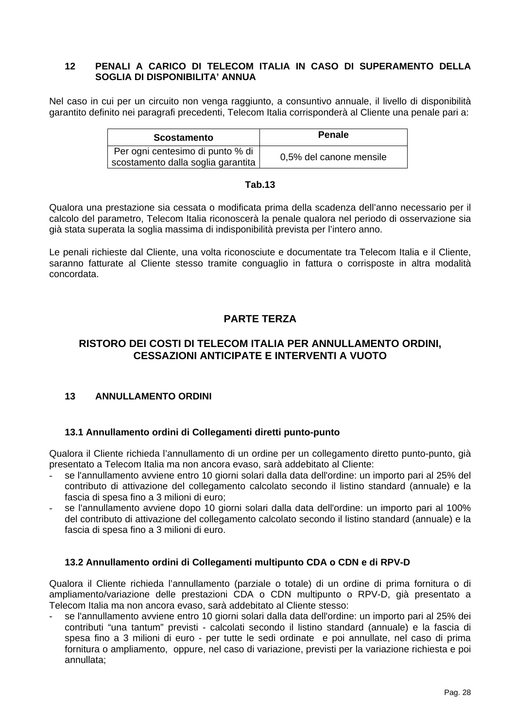## 12 PENALI A CARICO DI TELECOM ITALIA IN CASO DI SUPERAMENTO DELLA SOGLIA DI DISPONIBILITA' ANNUA

Nel caso in cui per un circuito non venga raggiunto, a consuntivo annuale, il livello di disponibilità garantito definito nei paragrafi precedenti, Telecom Italia corrisponderà al Cliente una penale pari a:

| Scostamento | Penale |
|---|---|
| Per ogni centesimo di punto % di scostamento dalla soglia garantita | 0,5% del canone mensile |

**Tab.13**

Qualora una prestazione sia cessata o modificata prima della scadenza dell'anno necessario per il calcolo del parametro, Telecom Italia riconoscerà la penale qualora nel periodo di osservazione sia già stata superata la soglia massima di indisponibilità prevista per l'intero anno.

Le penali richieste dal Cliente, una volta riconosciute e documentate tra Telecom Italia e il Cliente, saranno fatturate al Cliente stesso tramite conguaglio in fattura o corrisposte in altra modalità concordata.

# PARTE TERZA

# RISTORO DEI COSTI DI TELECOM ITALIA PER ANNULLAMENTO ORDINI, CESSAZIONI ANTICIPATE E INTERVENTI A VUOTO

## 13 ANNULLAMENTO ORDINI

### 13.1 Annullamento ordini di Collegamenti diretti punto-punto

Qualora il Cliente richieda l'annullamento di un ordine per un collegamento diretto punto-punto, già presentato a Telecom Italia ma non ancora evaso, sarà addebitato al Cliente:

- se l'annullamento avviene entro 10 giorni solari dalla data dell'ordine: un importo pari al 25% del contributo di attivazione del collegamento calcolato secondo il listino standard (annuale) e la fascia di spesa fino a 3 milioni di euro;
- se l'annullamento avviene dopo 10 giorni solari dalla data dell'ordine: un importo pari al 100% del contributo di attivazione del collegamento calcolato secondo il listino standard (annuale) e la fascia di spesa fino a 3 milioni di euro.

### 13.2 Annullamento ordini di Collegamenti multipunto CDA o CDN e di RPV-D

Qualora il Cliente richieda l'annullamento (parziale o totale) di un ordine di prima fornitura o di ampliamento/variazione delle prestazioni CDA o CDN multipunto o RPV-D, già presentato a Telecom Italia ma non ancora evaso, sarà addebitato al Cliente stesso:

- se l'annullamento avviene entro 10 giorni solari dalla data dell'ordine: un importo pari al 25% dei contributi "una tantum" previsti - calcolati secondo il listino standard (annuale) e la fascia di spesa fino a 3 milioni di euro - per tutte le sedi ordinate e poi annullate, nel caso di prima fornitura o ampliamento, oppure, nel caso di variazione, previsti per la variazione richiesta e poi annullata;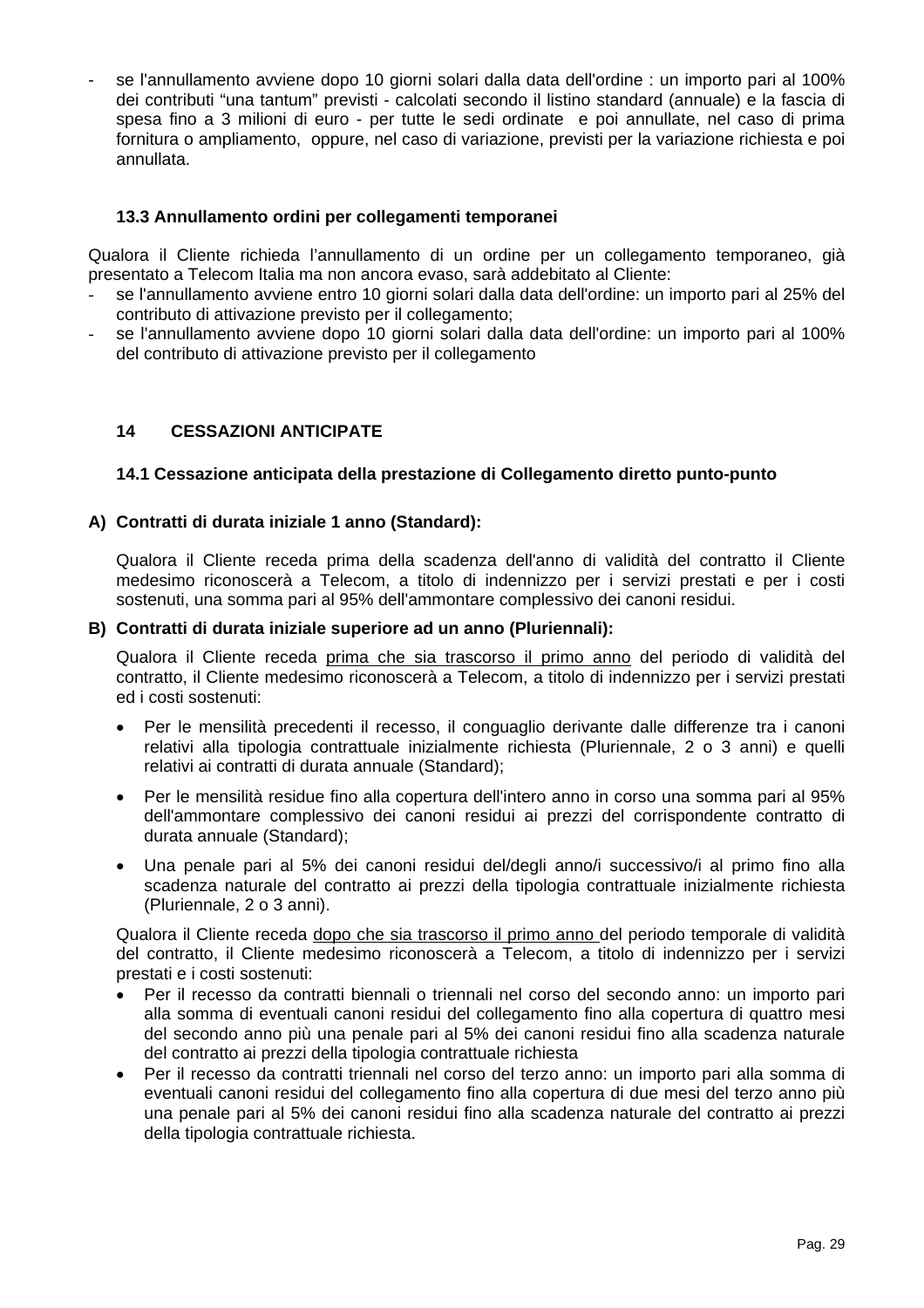- se l'annullamento avviene dopo 10 giorni solari dalla data dell'ordine : un importo pari al 100% dei contributi “una tantum” previsti - calcolati secondo il listino standard (annuale) e la fascia di spesa fino a 3 milioni di euro - per tutte le sedi ordinate e poi annullate, nel caso di prima fornitura o ampliamento, oppure, nel caso di variazione, previsti per la variazione richiesta e poi annullata.

### 13.3 Annullamento ordini per collegamenti temporanei

Qualora il Cliente richieda l’annullamento di un ordine per un collegamento temporaneo, già presentato a Telecom Italia ma non ancora evaso, sarà addebitato al Cliente:

- se l'annullamento avviene entro 10 giorni solari dalla data dell'ordine: un importo pari al 25% del contributo di attivazione previsto per il collegamento;
- se l'annullamento avviene dopo 10 giorni solari dalla data dell'ordine: un importo pari al 100% del contributo di attivazione previsto per il collegamento

## 14 CESSAZIONI ANTICIPATE

### 14.1 Cessazione anticipata della prestazione di Collegamento diretto punto-punto

**A) Contratti di durata iniziale 1 anno (Standard):**

Qualora il Cliente receda prima della scadenza dell'anno di validità del contratto il Cliente medesimo riconoscerà a Telecom, a titolo di indennizzo per i servizi prestati e per i costi sostenuti, una somma pari al 95% dell'ammontare complessivo dei canoni residui.

**B) Contratti di durata iniziale superiore ad un anno (Pluriennali):**

Qualora il Cliente receda <u>prima che sia trascorso il primo anno</u> del periodo di validità del contratto, il Cliente medesimo riconoscerà a Telecom, a titolo di indennizzo per i servizi prestati ed i costi sostenuti:

- Per le mensilità precedenti il recesso, il conguaglio derivante dalle differenze tra i canoni relativi alla tipologia contrattuale inizialmente richiesta (Pluriennale, 2 o 3 anni) e quelli relativi ai contratti di durata annuale (Standard);
- Per le mensilità residue fino alla copertura dell'intero anno in corso una somma pari al 95% dell'ammontare complessivo dei canoni residui ai prezzi del corrispondente contratto di durata annuale (Standard);
- Una penale pari al 5% dei canoni residui del/degli anno/i successivo/i al primo fino alla scadenza naturale del contratto ai prezzi della tipologia contrattuale inizialmente richiesta (Pluriennale, 2 o 3 anni).

Qualora il Cliente receda <u>dopo che sia trascorso il primo anno</u> del periodo temporale di validità del contratto, il Cliente medesimo riconoscerà a Telecom, a titolo di indennizzo per i servizi prestati e i costi sostenuti:

- Per il recesso da contratti biennali o triennali nel corso del secondo anno: un importo pari alla somma di eventuali canoni residui del collegamento fino alla copertura di quattro mesi del secondo anno più una penale pari al 5% dei canoni residui fino alla scadenza naturale del contratto ai prezzi della tipologia contrattuale richiesta
- Per il recesso da contratti triennali nel corso del terzo anno: un importo pari alla somma di eventuali canoni residui del collegamento fino alla copertura di due mesi del terzo anno più una penale pari al 5% dei canoni residui fino alla scadenza naturale del contratto ai prezzi della tipologia contrattuale richiesta.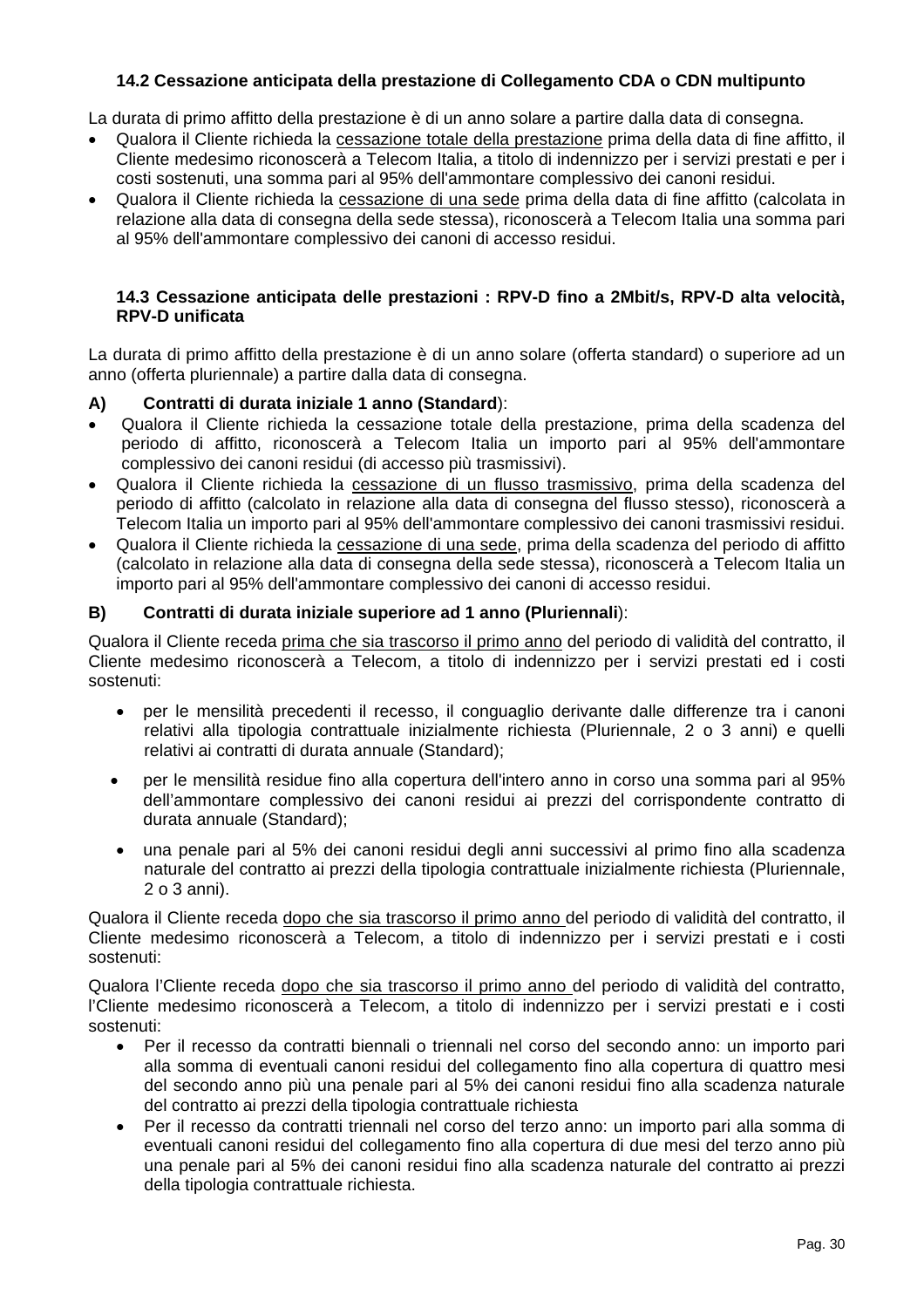### 14.2 Cessazione anticipata della prestazione di Collegamento CDA o CDN multipunto

La durata di primo affitto della prestazione è di un anno solare a partire dalla data di consegna.

- Qualora il Cliente richieda la <u>cessazione totale della prestazione</u> prima della data di fine affitto, il Cliente medesimo riconoscerà a Telecom Italia, a titolo di indennizzo per i servizi prestati e per i costi sostenuti, una somma pari al 95% dell'ammontare complessivo dei canoni residui.
- Qualora il Cliente richieda la <u>cessazione di una sede</u> prima della data di fine affitto (calcolata in relazione alla data di consegna della sede stessa), riconoscerà a Telecom Italia una somma pari al 95% dell'ammontare complessivo dei canoni di accesso residui.

### 14.3 Cessazione anticipata delle prestazioni : RPV-D fino a 2Mbit/s, RPV-D alta velocità, RPV-D unificata

La durata di primo affitto della prestazione è di un anno solare (offerta standard) o superiore ad un anno (offerta pluriennale) a partire dalla data di consegna.

**A) Contratti di durata iniziale 1 anno (Standard)**:

- Qualora il Cliente richieda la cessazione totale della prestazione, prima della scadenza del periodo di affitto, riconoscerà a Telecom Italia un importo pari al 95% dell'ammontare complessivo dei canoni residui (di accesso più trasmissivi).
- Qualora il Cliente richieda la <u>cessazione di un flusso trasmissivo</u>, prima della scadenza del periodo di affitto (calcolato in relazione alla data di consegna del flusso stesso), riconoscerà a Telecom Italia un importo pari al 95% dell'ammontare complessivo dei canoni trasmissivi residui.
- Qualora il Cliente richieda la <u>cessazione di una sede</u>, prima della scadenza del periodo di affitto (calcolato in relazione alla data di consegna della sede stessa), riconoscerà a Telecom Italia un importo pari al 95% dell'ammontare complessivo dei canoni di accesso residui.

**B) Contratti di durata iniziale superiore ad 1 anno (Pluriennali)**:

Qualora il Cliente receda <u>prima che sia trascorso il primo anno</u> del periodo di validità del contratto, il Cliente medesimo riconoscerà a Telecom, a titolo di indennizzo per i servizi prestati ed i costi sostenuti:

- per le mensilità precedenti il recesso, il conguaglio derivante dalle differenze tra i canoni relativi alla tipologia contrattuale inizialmente richiesta (Pluriennale, 2 o 3 anni) e quelli relativi ai contratti di durata annuale (Standard);
- per le mensilità residue fino alla copertura dell'intero anno in corso una somma pari al 95% dell'ammontare complessivo dei canoni residui ai prezzi del corrispondente contratto di durata annuale (Standard);
- una penale pari al 5% dei canoni residui degli anni successivi al primo fino alla scadenza naturale del contratto ai prezzi della tipologia contrattuale inizialmente richiesta (Pluriennale, 2 o 3 anni).

Qualora il Cliente receda <u>dopo che sia trascorso il primo anno</u> del periodo di validità del contratto, il Cliente medesimo riconoscerà a Telecom, a titolo di indennizzo per i servizi prestati e i costi sostenuti:

Qualora l'Cliente receda <u>dopo che sia trascorso il primo anno</u> del periodo di validità del contratto, l'Cliente medesimo riconoscerà a Telecom, a titolo di indennizzo per i servizi prestati e i costi sostenuti:

- Per il recesso da contratti biennali o triennali nel corso del secondo anno: un importo pari alla somma di eventuali canoni residui del collegamento fino alla copertura di quattro mesi del secondo anno più una penale pari al 5% dei canoni residui fino alla scadenza naturale del contratto ai prezzi della tipologia contrattuale richiesta
- Per il recesso da contratti triennali nel corso del terzo anno: un importo pari alla somma di eventuali canoni residui del collegamento fino alla copertura di due mesi del terzo anno più una penale pari al 5% dei canoni residui fino alla scadenza naturale del contratto ai prezzi della tipologia contrattuale richiesta.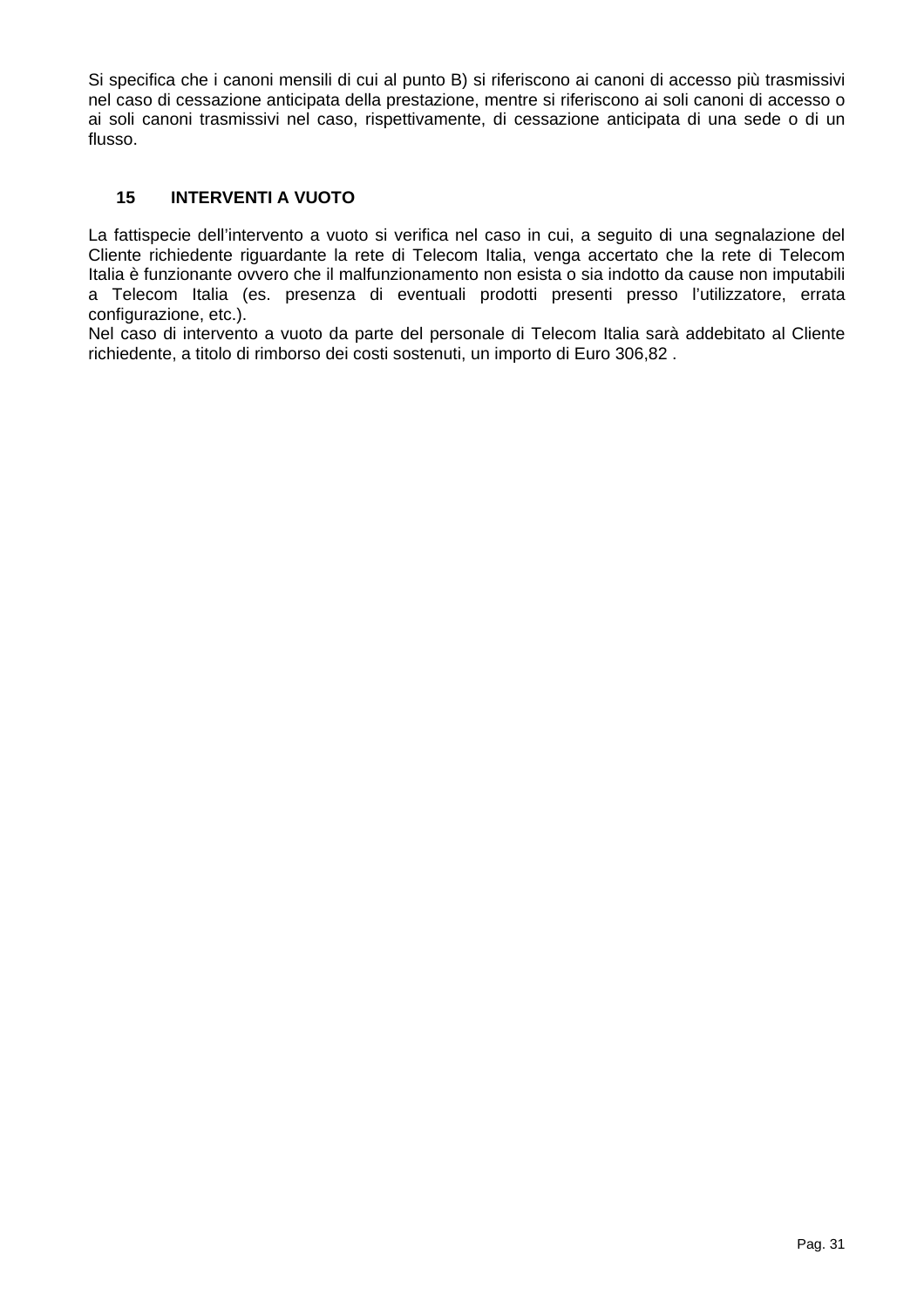Si specifica che i canoni mensili di cui al punto B) si riferiscono ai canoni di accesso più trasmissivi nel caso di cessazione anticipata della prestazione, mentre si riferiscono ai soli canoni di accesso o ai soli canoni trasmissivi nel caso, rispettivamente, di cessazione anticipata di una sede o di un flusso.

## 15 INTERVENTI A VUOTO

La fattispecie dell'intervento a vuoto si verifica nel caso in cui, a seguito di una segnalazione del Cliente richiedente riguardante la rete di Telecom Italia, venga accertato che la rete di Telecom Italia è funzionante ovvero che il malfunzionamento non esista o sia indotto da cause non imputabili a Telecom Italia (es. presenza di eventuali prodotti presenti presso l'utilizzatore, errata configurazione, etc.).
Nel caso di intervento a vuoto da parte del personale di Telecom Italia sarà addebitato al Cliente richiedente, a titolo di rimborso dei costi sostenuti, un importo di Euro 306,82 .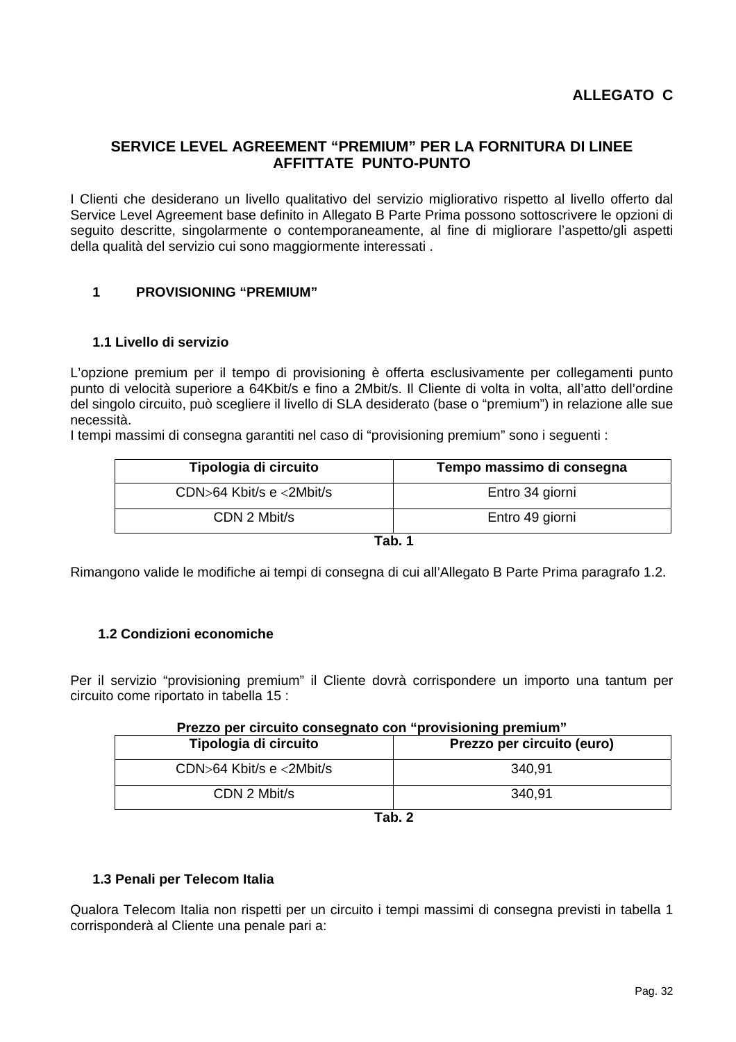**ALLEGATO C**

# SERVICE LEVEL AGREEMENT "PREMIUM" PER LA FORNITURA DI LINEE AFFITTATE PUNTO-PUNTO

I Clienti che desiderano un livello qualitativo del servizio migliorativo rispetto al livello offerto dal Service Level Agreement base definito in Allegato B Parte Prima possono sottoscrivere le opzioni di seguito descritte, singolarmente o contemporaneamente, al fine di migliorare l'aspetto/gli aspetti della qualità del servizio cui sono maggiormente interessati .

## 1 PROVISIONING "PREMIUM"

### 1.1 Livello di servizio

L'opzione premium per il tempo di provisioning è offerta esclusivamente per collegamenti punto punto di velocità superiore a 64Kbit/s e fino a 2Mbit/s. Il Cliente di volta in volta, all'atto dell'ordine del singolo circuito, può scegliere il livello di SLA desiderato (base o "premium") in relazione alle sue necessità.
I tempi massimi di consegna garantiti nel caso di "provisioning premium" sono i seguenti :

| Tipologia di circuito | Tempo massimo di consegna |
|---|---|
| CDN>64 Kbit/s e <2Mbit/s | Entro 34 giorni |
| CDN 2 Mbit/s | Entro 49 giorni |

**Tab. 1**

Rimangono valide le modifiche ai tempi di consegna di cui all'Allegato B Parte Prima paragrafo 1.2.

### 1.2 Condizioni economiche

Per il servizio "provisioning premium" il Cliente dovrà corrispondere un importo una tantum per circuito come riportato in tabella 15 :

**Prezzo per circuito consegnato con "provisioning premium"**

| Tipologia di circuito | Prezzo per circuito (euro) |
|---|---|
| CDN>64 Kbit/s e <2Mbit/s | 340,91 |
| CDN 2 Mbit/s | 340,91 |

**Tab. 2**

### 1.3 Penali per Telecom Italia

Qualora Telecom Italia non rispetti per un circuito i tempi massimi di consegna previsti in tabella 1 corrisponderà al Cliente una penale pari a: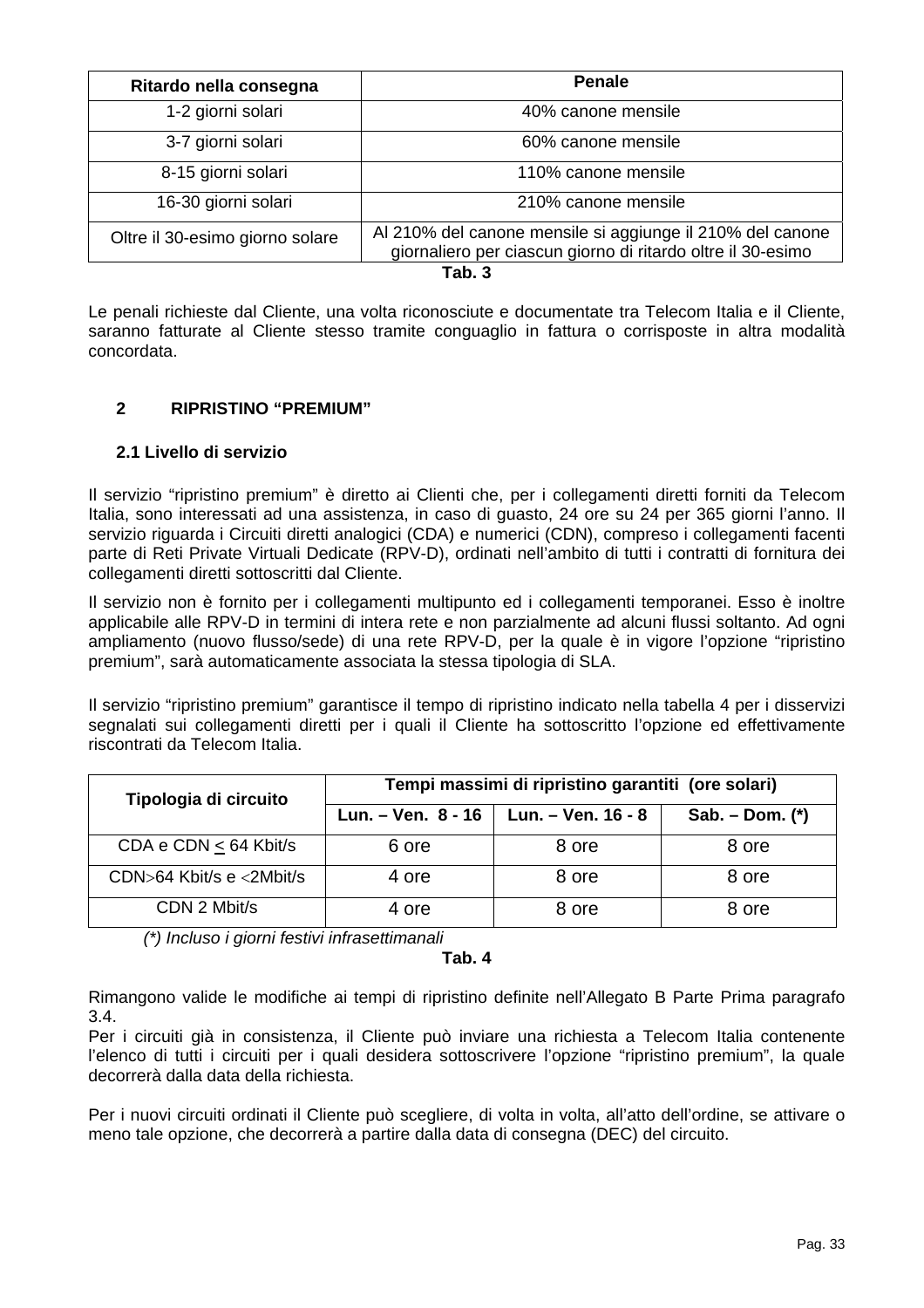| Ritardo nella consegna | Penale |
| --- | --- |
| 1-2 giorni solari | 40% canone mensile |
| 3-7 giorni solari | 60% canone mensile |
| 8-15 giorni solari | 110% canone mensile |
| 16-30 giorni solari | 210% canone mensile |
| Oltre il 30-esimo giorno solare | Al 210% del canone mensile si aggiunge il 210% del canone giornaliero per ciascun giorno di ritardo oltre il 30-esimo |

**Tab. 3**

Le penali richieste dal Cliente, una volta riconosciute e documentate tra Telecom Italia e il Cliente, saranno fatturate al Cliente stesso tramite conguaglio in fattura o corrisposte in altra modalità concordata.

## 2 RIPRISTINO "PREMIUM"

### 2.1 Livello di servizio

Il servizio "ripristino premium" è diretto ai Clienti che, per i collegamenti diretti forniti da Telecom Italia, sono interessati ad una assistenza, in caso di guasto, 24 ore su 24 per 365 giorni l'anno. Il servizio riguarda i Circuiti diretti analogici (CDA) e numerici (CDN), compreso i collegamenti facenti parte di Reti Private Virtuali Dedicate (RPV-D), ordinati nell'ambito di tutti i contratti di fornitura dei collegamenti diretti sottoscritti dal Cliente.

Il servizio non è fornito per i collegamenti multipunto ed i collegamenti temporanei. Esso è inoltre applicabile alle RPV-D in termini di intera rete e non parzialmente ad alcuni flussi soltanto. Ad ogni ampliamento (nuovo flusso/sede) di una rete RPV-D, per la quale è in vigore l'opzione "ripristino premium", sarà automaticamente associata la stessa tipologia di SLA.

Il servizio "ripristino premium" garantisce il tempo di ripristino indicato nella tabella 4 per i disservizi segnalati sui collegamenti diretti per i quali il Cliente ha sottoscritto l'opzione ed effettivamente riscontrati da Telecom Italia.

| Tipologia di circuito | Tempi massimi di ripristino garantiti (ore solari) | | |
| --- | --- | --- | --- |
| | Lun. – Ven. 8 - 16 | Lun. – Ven. 16 - 8 | Sab. – Dom. (*) |
| CDA e CDN ≤ 64 Kbit/s | 6 ore | 8 ore | 8 ore |
| CDN>64 Kbit/s e <2Mbit/s | 4 ore | 8 ore | 8 ore |
| CDN 2 Mbit/s | 4 ore | 8 ore | 8 ore |

*(\*) Incluso i giorni festivi infrasettimanali*

**Tab. 4**

Rimangono valide le modifiche ai tempi di ripristino definite nell'Allegato B Parte Prima paragrafo 3.4.

Per i circuiti già in consistenza, il Cliente può inviare una richiesta a Telecom Italia contenente l'elenco di tutti i circuiti per i quali desidera sottoscrivere l'opzione "ripristino premium", la quale decorrerà dalla data della richiesta.

Per i nuovi circuiti ordinati il Cliente può scegliere, di volta in volta, all'atto dell'ordine, se attivare o meno tale opzione, che decorrerà a partire dalla data di consegna (DEC) del circuito.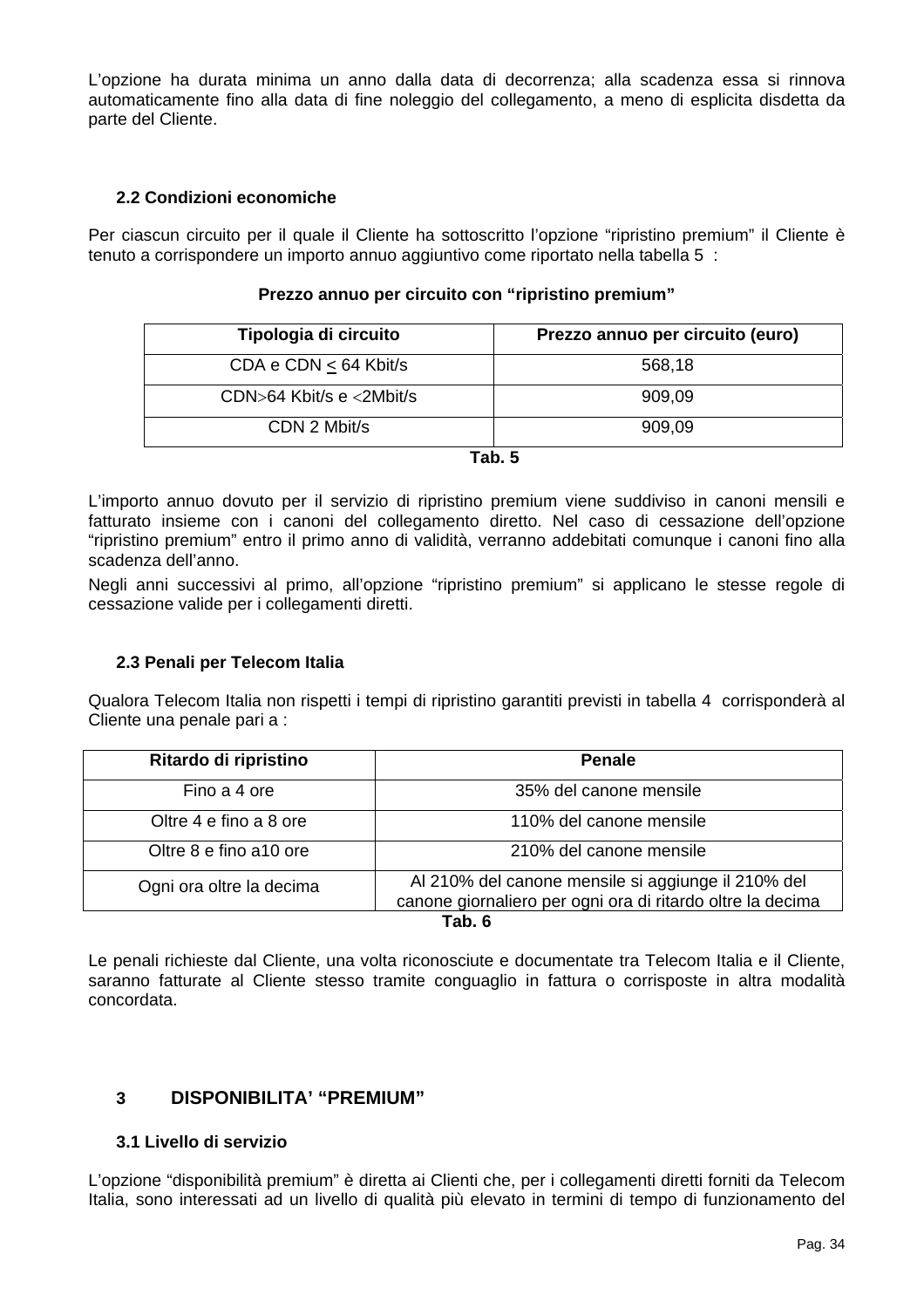L'opzione ha durata minima un anno dalla data di decorrenza; alla scadenza essa si rinnova automaticamente fino alla data di fine noleggio del collegamento, a meno di esplicita disdetta da parte del Cliente.

### 2.2 Condizioni economiche

Per ciascun circuito per il quale il Cliente ha sottoscritto l'opzione "ripristino premium" il Cliente è tenuto a corrispondere un importo annuo aggiuntivo come riportato nella tabella 5 :

**Prezzo annuo per circuito con "ripristino premium"**

| Tipologia di circuito | Prezzo annuo per circuito (euro) |
|---|---|
| CDA e CDN ≤ 64 Kbit/s | 568,18 |
| CDN>64 Kbit/s e <2Mbit/s | 909,09 |
| CDN 2 Mbit/s | 909,09 |

**Tab. 5**

L'importo annuo dovuto per il servizio di ripristino premium viene suddiviso in canoni mensili e fatturato insieme con i canoni del collegamento diretto. Nel caso di cessazione dell'opzione "ripristino premium" entro il primo anno di validità, verranno addebitati comunque i canoni fino alla scadenza dell'anno.

Negli anni successivi al primo, all'opzione "ripristino premium" si applicano le stesse regole di cessazione valide per i collegamenti diretti.

### 2.3 Penali per Telecom Italia

Qualora Telecom Italia non rispetti i tempi di ripristino garantiti previsti in tabella 4 corrisponderà al Cliente una penale pari a :

| Ritardo di ripristino | Penale |
|---|---|
| Fino a 4 ore | 35% del canone mensile |
| Oltre 4 e fino a 8 ore | 110% del canone mensile |
| Oltre 8 e fino a10 ore | 210% del canone mensile |
| Ogni ora oltre la decima | Al 210% del canone mensile si aggiunge il 210% del canone giornaliero per ogni ora di ritardo oltre la decima |

**Tab. 6**

Le penali richieste dal Cliente, una volta riconosciute e documentate tra Telecom Italia e il Cliente, saranno fatturate al Cliente stesso tramite conguaglio in fattura o corrisposte in altra modalità concordata.

## 3 DISPONIBILITA' "PREMIUM"

### 3.1 Livello di servizio

L'opzione "disponibilità premium" è diretta ai Clienti che, per i collegamenti diretti forniti da Telecom Italia, sono interessati ad un livello di qualità più elevato in termini di tempo di funzionamento del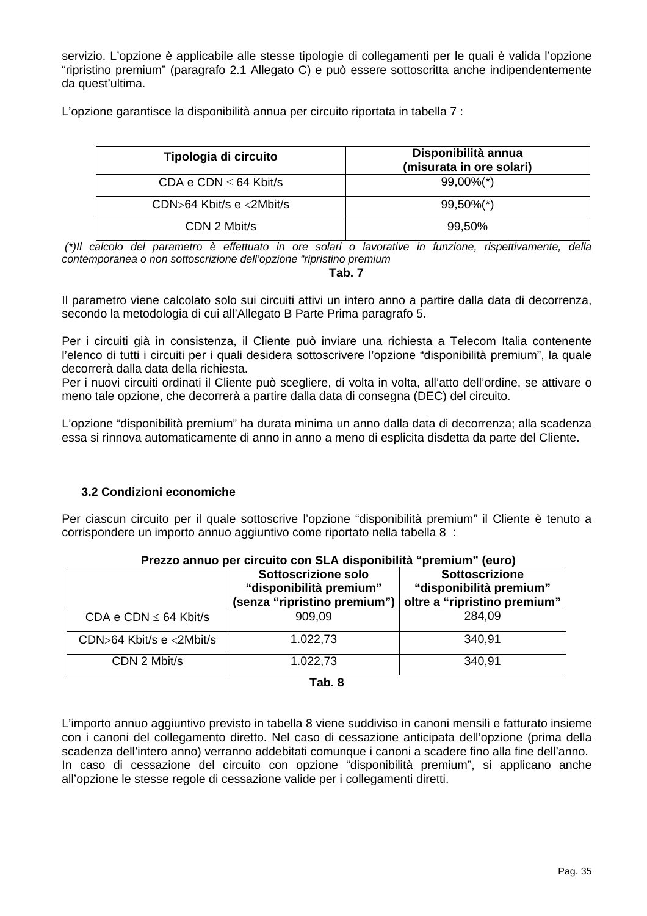servizio. L'opzione è applicabile alle stesse tipologie di collegamenti per le quali è valida l'opzione "ripristino premium" (paragrafo 2.1 Allegato C) e può essere sottoscritta anche indipendentemente da quest'ultima.

L'opzione garantisce la disponibilità annua per circuito riportata in tabella 7 :

| Tipologia di circuito | Disponibilità annua (misurata in ore solari) |
|---|---|
| CDA e CDN ≤ 64 Kbit/s | 99,00%(*) |
| CDN>64 Kbit/s e <2Mbit/s | 99,50%(*) |
| CDN 2 Mbit/s | 99,50% |

*(*)Il calcolo del parametro è effettuato in ore solari o lavorative in funzione, rispettivamente, della contemporanea o non sottoscrizione dell'opzione "ripristino premium*

**Tab. 7**

Il parametro viene calcolato solo sui circuiti attivi un intero anno a partire dalla data di decorrenza, secondo la metodologia di cui all'Allegato B Parte Prima paragrafo 5.

Per i circuiti già in consistenza, il Cliente può inviare una richiesta a Telecom Italia contenente l'elenco di tutti i circuiti per i quali desidera sottoscrivere l'opzione "disponibilità premium", la quale decorrerà dalla data della richiesta.
Per i nuovi circuiti ordinati il Cliente può scegliere, di volta in volta, all'atto dell'ordine, se attivare o meno tale opzione, che decorrerà a partire dalla data di consegna (DEC) del circuito.

L'opzione "disponibilità premium" ha durata minima un anno dalla data di decorrenza; alla scadenza essa si rinnova automaticamente di anno in anno a meno di esplicita disdetta da parte del Cliente.

### 3.2 Condizioni economiche

Per ciascun circuito per il quale sottoscrive l'opzione "disponibilità premium" il Cliente è tenuto a corrispondere un importo annuo aggiuntivo come riportato nella tabella 8 :

**Prezzo annuo per circuito con SLA disponibilità "premium" (euro)**

| | Sottoscrizione solo "disponibilità premium" (senza "ripristino premium") | Sottoscrizione "disponibilità premium" oltre a "ripristino premium" |
|---|---|---|
| CDA e CDN ≤ 64 Kbit/s | 909,09 | 284,09 |
| CDN>64 Kbit/s e <2Mbit/s | 1.022,73 | 340,91 |
| CDN 2 Mbit/s | 1.022,73 | 340,91 |

**Tab. 8**

L'importo annuo aggiuntivo previsto in tabella 8 viene suddiviso in canoni mensili e fatturato insieme con i canoni del collegamento diretto. Nel caso di cessazione anticipata dell'opzione (prima della scadenza dell'intero anno) verranno addebitati comunque i canoni a scadere fino alla fine dell'anno.
In caso di cessazione del circuito con opzione "disponibilità premium", si applicano anche all'opzione le stesse regole di cessazione valide per i collegamenti diretti.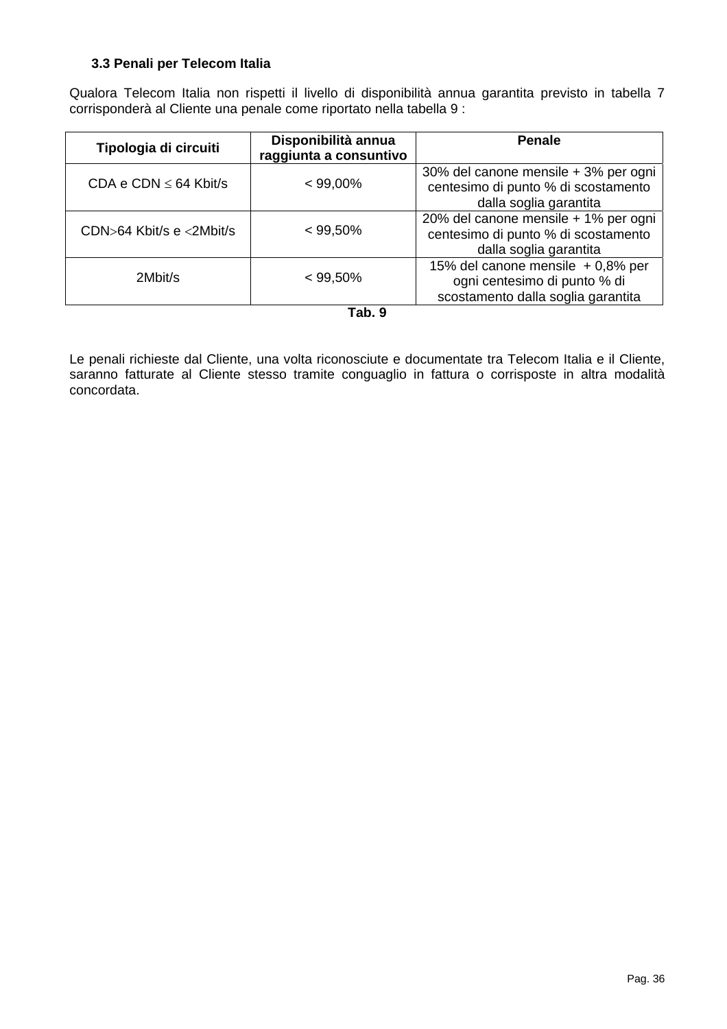### 3.3 Penali per Telecom Italia

Qualora Telecom Italia non rispetti il livello di disponibilità annua garantita previsto in tabella 7 corrisponderà al Cliente una penale come riportato nella tabella 9 :

| Tipologia di circuiti | Disponibilità annua raggiunta a consuntivo | Penale |
|---|---|---|
| CDA e CDN ≤ 64 Kbit/s | < 99,00% | 30% del canone mensile + 3% per ogni centesimo di punto % di scostamento dalla soglia garantita |
| CDN>64 Kbit/s e <2Mbit/s | < 99,50% | 20% del canone mensile + 1% per ogni centesimo di punto % di scostamento dalla soglia garantita |
| 2Mbit/s | < 99,50% | 15% del canone mensile + 0,8% per ogni centesimo di punto % di scostamento dalla soglia garantita |

**Tab. 9**

Le penali richieste dal Cliente, una volta riconosciute e documentate tra Telecom Italia e il Cliente, saranno fatturate al Cliente stesso tramite conguaglio in fattura o corrisposte in altra modalità concordata.